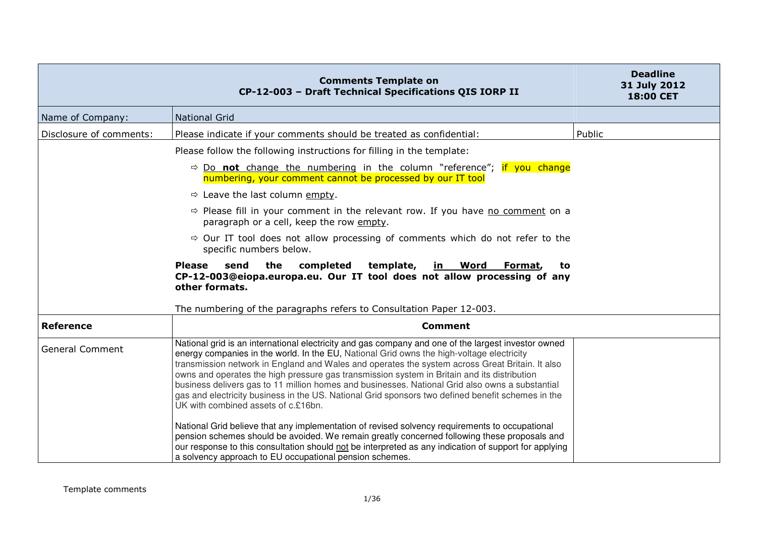| Comments Template on CP-12-003 – Draft Technical Specifications QIS IORP II | | Deadline 31 July 2012 18:00 CET |
|---|---|---|
| Name of Company: | National Grid | |
| Disclosure of comments: | Please indicate if your comments should be treated as confidential: | Public |
| | Please follow the following instructions for filling in the template:<br>⇨ Do **not** change the numbering in the column "reference"; if you change numbering, your comment cannot be processed by our IT tool<br>⇨ Leave the last column empty.<br>⇨ Please fill in your comment in the relevant row. If you have no comment on a paragraph or a cell, keep the row empty.<br>⇨ Our IT tool does not allow processing of comments which do not refer to the specific numbers below.<br>**Please send the completed template, in Word Format, to CP-12-003@eiopa.europa.eu. Our IT tool does not allow processing of any other formats.**<br>The numbering of the paragraphs refers to Consultation Paper 12-003. | |
| **Reference** | **Comment** | |
| General Comment | National grid is an international electricity and gas company and one of the largest investor owned energy companies in the world. In the EU, National Grid owns the high-voltage electricity transmission network in England and Wales and operates the system across Great Britain. It also owns and operates the high pressure gas transmission system in Britain and its distribution business delivers gas to 11 million homes and businesses. National Grid also owns a substantial gas and electricity business in the US. National Grid sponsors two defined benefit schemes in the UK with combined assets of c.£16bn.<br><br>National Grid believe that any implementation of revised solvency requirements to occupational pension schemes should be avoided. We remain greatly concerned following these proposals and our response to this consultation should not be interpreted as any indication of support for applying a solvency approach to EU occupational pension schemes. | |

Template comments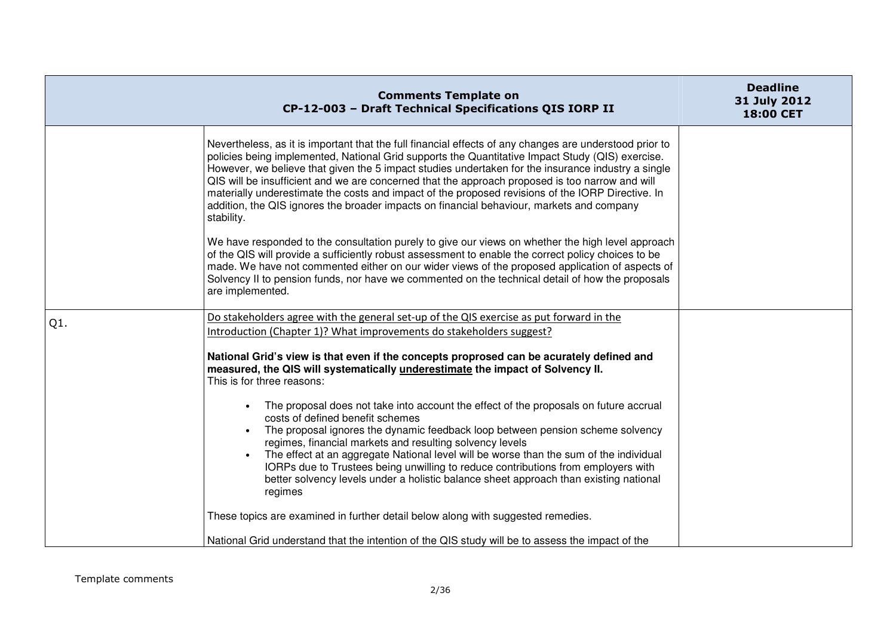| Comments Template on CP-12-003 – Draft Technical Specifications QIS IORP II | | Deadline 31 July 2012 18:00 CET |
|---|---|---|
| | Nevertheless, as it is important that the full financial effects of any changes are understood prior to policies being implemented, National Grid supports the Quantitative Impact Study (QIS) exercise. However, we believe that given the 5 impact studies undertaken for the insurance industry a single QIS will be insufficient and we are concerned that the approach proposed is too narrow and will materially underestimate the costs and impact of the proposed revisions of the IORP Directive. In addition, the QIS ignores the broader impacts on financial behaviour, markets and company stability.<br><br>We have responded to the consultation purely to give our views on whether the high level approach of the QIS will provide a sufficiently robust assessment to enable the correct policy choices to be made. We have not commented either on our wider views of the proposed application of aspects of Solvency II to pension funds, nor have we commented on the technical detail of how the proposals are implemented. | |
| Q1. | <u>Do stakeholders agree with the general set-up of the QIS exercise as put forward in the Introduction (Chapter 1)? What improvements do stakeholders suggest?</u><br><br>**National Grid's view is that even if the concepts proprosed can be acurately defined and measured, the QIS will systematically <u>underestimate</u> the impact of Solvency II.**<br>This is for three reasons:<br><br>• The proposal does not take into account the effect of the proposals on future accrual costs of defined benefit schemes<br>• The proposal ignores the dynamic feedback loop between pension scheme solvency regimes, financial markets and resulting solvency levels<br>• The effect at an aggregate National level will be worse than the sum of the individual IORPs due to Trustees being unwilling to reduce contributions from employers with better solvency levels under a holistic balance sheet approach than existing national regimes<br><br>These topics are examined in further detail below along with suggested remedies.<br><br>National Grid understand that the intention of the QIS study will be to assess the impact of the | |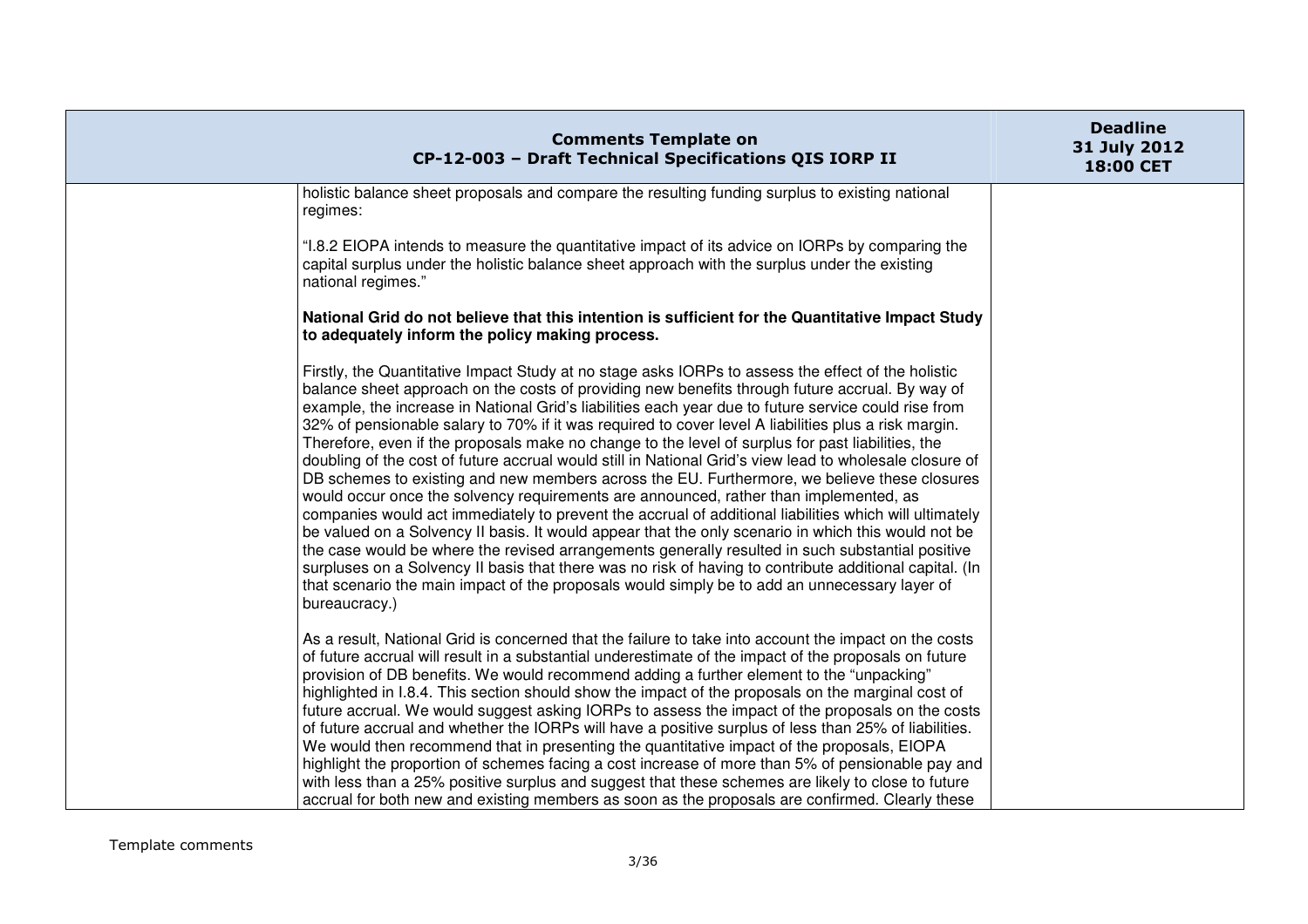| | holistic balance sheet proposals and compare the resulting funding surplus to existing national regimes:<br><br>"I.8.2 EIOPA intends to measure the quantitative impact of its advice on IORPs by comparing the capital surplus under the holistic balance sheet approach with the surplus under the existing national regimes."<br><br>**National Grid do not believe that this intention is sufficient for the Quantitative Impact Study to adequately inform the policy making process.**<br><br>Firstly, the Quantitative Impact Study at no stage asks IORPs to assess the effect of the holistic balance sheet approach on the costs of providing new benefits through future accrual. By way of example, the increase in National Grid's liabilities each year due to future service could rise from 32% of pensionable salary to 70% if it was required to cover level A liabilities plus a risk margin. Therefore, even if the proposals make no change to the level of surplus for past liabilities, the doubling of the cost of future accrual would still in National Grid's view lead to wholesale closure of DB schemes to existing and new members across the EU. Furthermore, we believe these closures would occur once the solvency requirements are announced, rather than implemented, as companies would act immediately to prevent the accrual of additional liabilities which will ultimately be valued on a Solvency II basis. It would appear that the only scenario in which this would not be the case would be where the revised arrangements generally resulted in such substantial positive surpluses on a Solvency II basis that there was no risk of having to contribute additional capital. (In that scenario the main impact of the proposals would simply be to add an unnecessary layer of bureaucracy.)<br><br>As a result, National Grid is concerned that the failure to take into account the impact on the costs of future accrual will result in a substantial underestimate of the impact of the proposals on future provision of DB benefits. We would recommend adding a further element to the "unpacking" highlighted in I.8.4. This section should show the impact of the proposals on the marginal cost of future accrual. We would suggest asking IORPs to assess the impact of the proposals on the costs of future accrual and whether the IORPs will have a positive surplus of less than 25% of liabilities. We would then recommend that in presenting the quantitative impact of the proposals, EIOPA highlight the proportion of schemes facing a cost increase of more than 5% of pensionable pay and with less than a 25% positive surplus and suggest that these schemes are likely to close to future accrual for both new and existing members as soon as the proposals are confirmed. Clearly these | |
|---|---|---|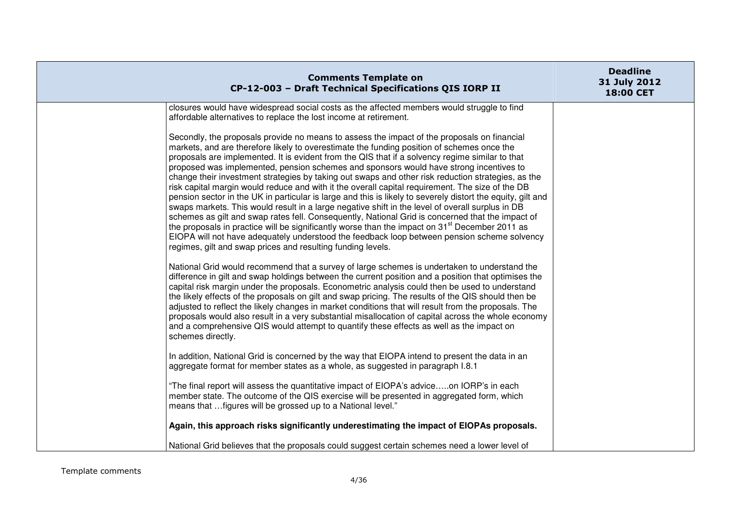| Comments Template on CP-12-003 – Draft Technical Specifications QIS IORP II | | Deadline 31 July 2012 18:00 CET |
|---|---|---|
| | closures would have widespread social costs as the affected members would struggle to find affordable alternatives to replace the lost income at retirement.<br><br>Secondly, the proposals provide no means to assess the impact of the proposals on financial markets, and are therefore likely to overestimate the funding position of schemes once the proposals are implemented. It is evident from the QIS that if a solvency regime similar to that proposed was implemented, pension schemes and sponsors would have strong incentives to change their investment strategies by taking out swaps and other risk reduction strategies, as the risk capital margin would reduce and with it the overall capital requirement. The size of the DB pension sector in the UK in particular is large and this is likely to severely distort the equity, gilt and swaps markets. This would result in a large negative shift in the level of overall surplus in DB schemes as gilt and swap rates fell. Consequently, National Grid is concerned that the impact of the proposals in practice will be significantly worse than the impact on 31st December 2011 as EIOPA will not have adequately understood the feedback loop between pension scheme solvency regimes, gilt and swap prices and resulting funding levels.<br><br>National Grid would recommend that a survey of large schemes is undertaken to understand the difference in gilt and swap holdings between the current position and a position that optimises the capital risk margin under the proposals. Econometric analysis could then be used to understand the likely effects of the proposals on gilt and swap pricing. The results of the QIS should then be adjusted to reflect the likely changes in market conditions that will result from the proposals. The proposals would also result in a very substantial misallocation of capital across the whole economy and a comprehensive QIS would attempt to quantify these effects as well as the impact on schemes directly.<br><br>In addition, National Grid is concerned by the way that EIOPA intend to present the data in an aggregate format for member states as a whole, as suggested in paragraph I.8.1<br><br>"The final report will assess the quantitative impact of EIOPA's advice…..on IORP's in each member state. The outcome of the QIS exercise will be presented in aggregated form, which means that …figures will be grossed up to a National level."<br><br>**Again, this approach risks significantly underestimating the impact of EIOPAs proposals.**<br><br>National Grid believes that the proposals could suggest certain schemes need a lower level of | |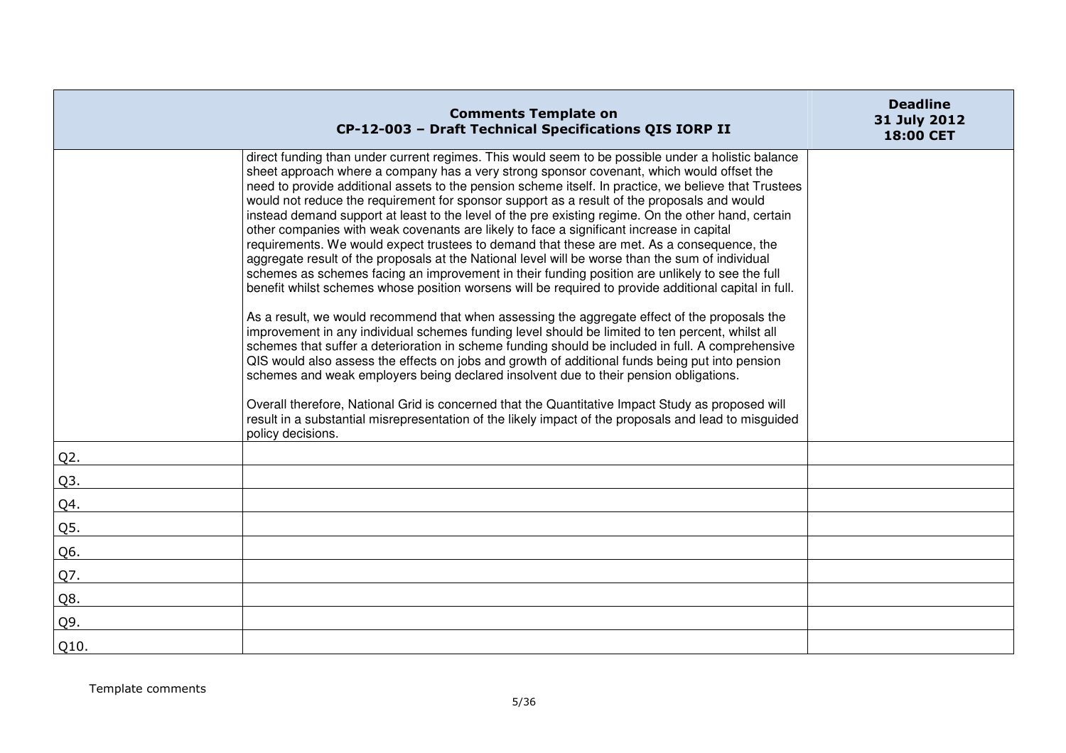| Comments Template on CP-12-003 – Draft Technical Specifications QIS IORP II | | Deadline 31 July 2012 18:00 CET |
|---|---|---|
| | direct funding than under current regimes. This would seem to be possible under a holistic balance sheet approach where a company has a very strong sponsor covenant, which would offset the need to provide additional assets to the pension scheme itself. In practice, we believe that Trustees would not reduce the requirement for sponsor support as a result of the proposals and would instead demand support at least to the level of the pre existing regime. On the other hand, certain other companies with weak covenants are likely to face a significant increase in capital requirements. We would expect trustees to demand that these are met. As a consequence, the aggregate result of the proposals at the National level will be worse than the sum of individual schemes as schemes facing an improvement in their funding position are unlikely to see the full benefit whilst schemes whose position worsens will be required to provide additional capital in full.<br><br>As a result, we would recommend that when assessing the aggregate effect of the proposals the improvement in any individual schemes funding level should be limited to ten percent, whilst all schemes that suffer a deterioration in scheme funding should be included in full. A comprehensive QIS would also assess the effects on jobs and growth of additional funds being put into pension schemes and weak employers being declared insolvent due to their pension obligations.<br><br>Overall therefore, National Grid is concerned that the Quantitative Impact Study as proposed will result in a substantial misrepresentation of the likely impact of the proposals and lead to misguided policy decisions. | |
| Q2. | | |
| Q3. | | |
| Q4. | | |
| Q5. | | |
| Q6. | | |
| Q7. | | |
| Q8. | | |
| Q9. | | |
| Q10. | | |

Template comments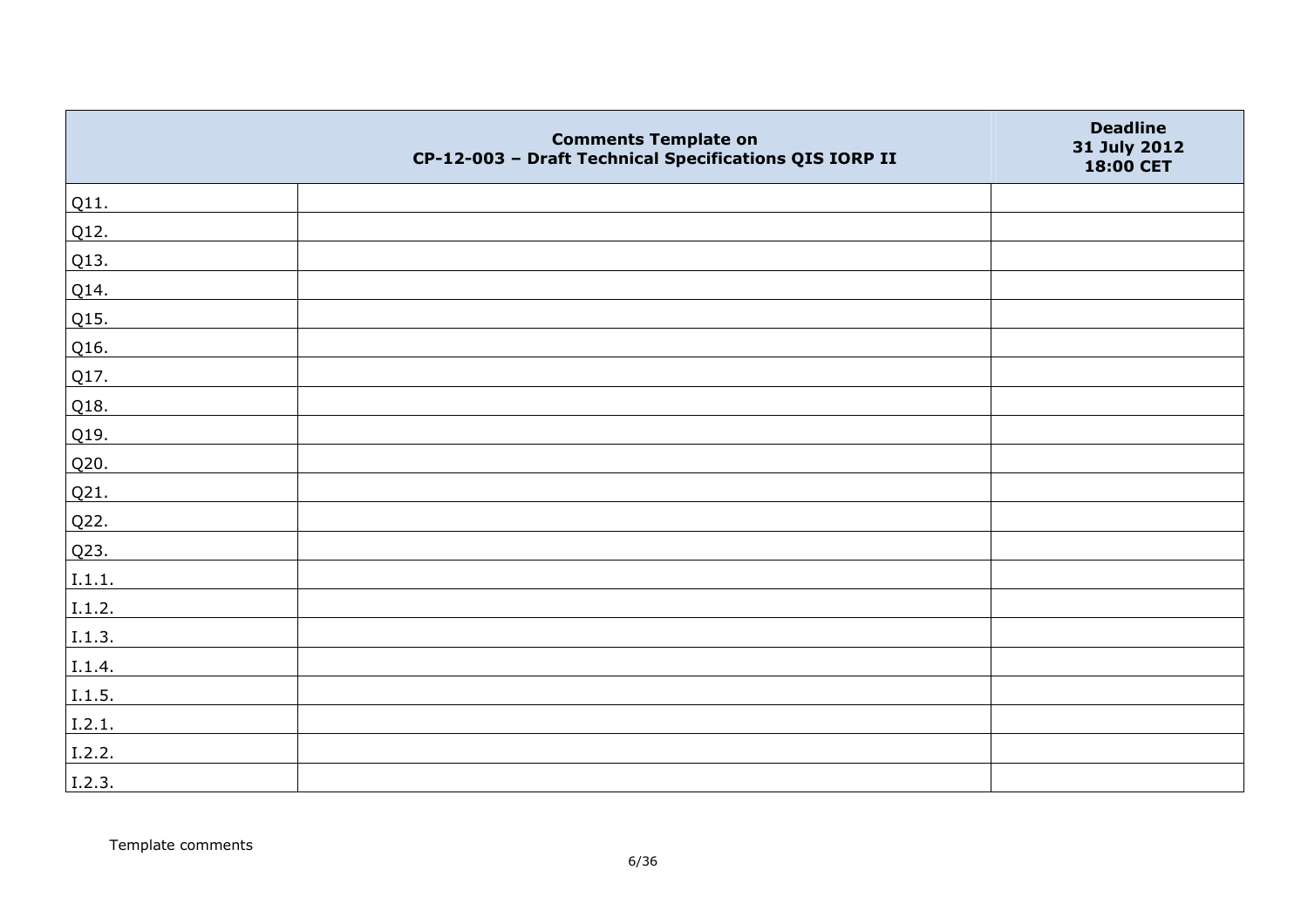| | Comments Template on CP-12-003 – Draft Technical Specifications QIS IORP II | Deadline 31 July 2012 18:00 CET |
|---|---|---|
| Q11. | | |
| Q12. | | |
| Q13. | | |
| Q14. | | |
| Q15. | | |
| Q16. | | |
| Q17. | | |
| Q18. | | |
| Q19. | | |
| Q20. | | |
| Q21. | | |
| Q22. | | |
| Q23. | | |
| I.1.1. | | |
| I.1.2. | | |
| I.1.3. | | |
| I.1.4. | | |
| I.1.5. | | |
| I.2.1. | | |
| I.2.2. | | |
| I.2.3. | | |

Template comments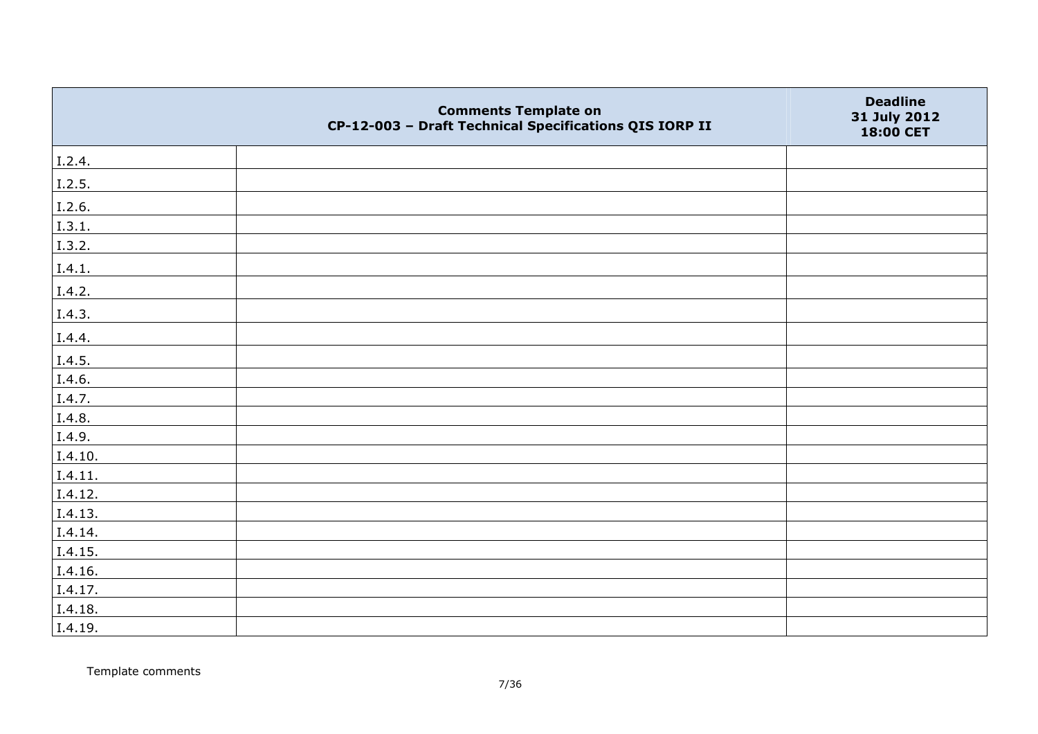| Comments Template on CP-12-003 – Draft Technical Specifications QIS IORP II | | Deadline 31 July 2012 18:00 CET |
|---|---|---|
| I.2.4. | | |
| I.2.5. | | |
| I.2.6. | | |
| I.3.1. | | |
| I.3.2. | | |
| I.4.1. | | |
| I.4.2. | | |
| I.4.3. | | |
| I.4.4. | | |
| I.4.5. | | |
| I.4.6. | | |
| I.4.7. | | |
| I.4.8. | | |
| I.4.9. | | |
| I.4.10. | | |
| I.4.11. | | |
| I.4.12. | | |
| I.4.13. | | |
| I.4.14. | | |
| I.4.15. | | |
| I.4.16. | | |
| I.4.17. | | |
| I.4.18. | | |
| I.4.19. | | |

Template comments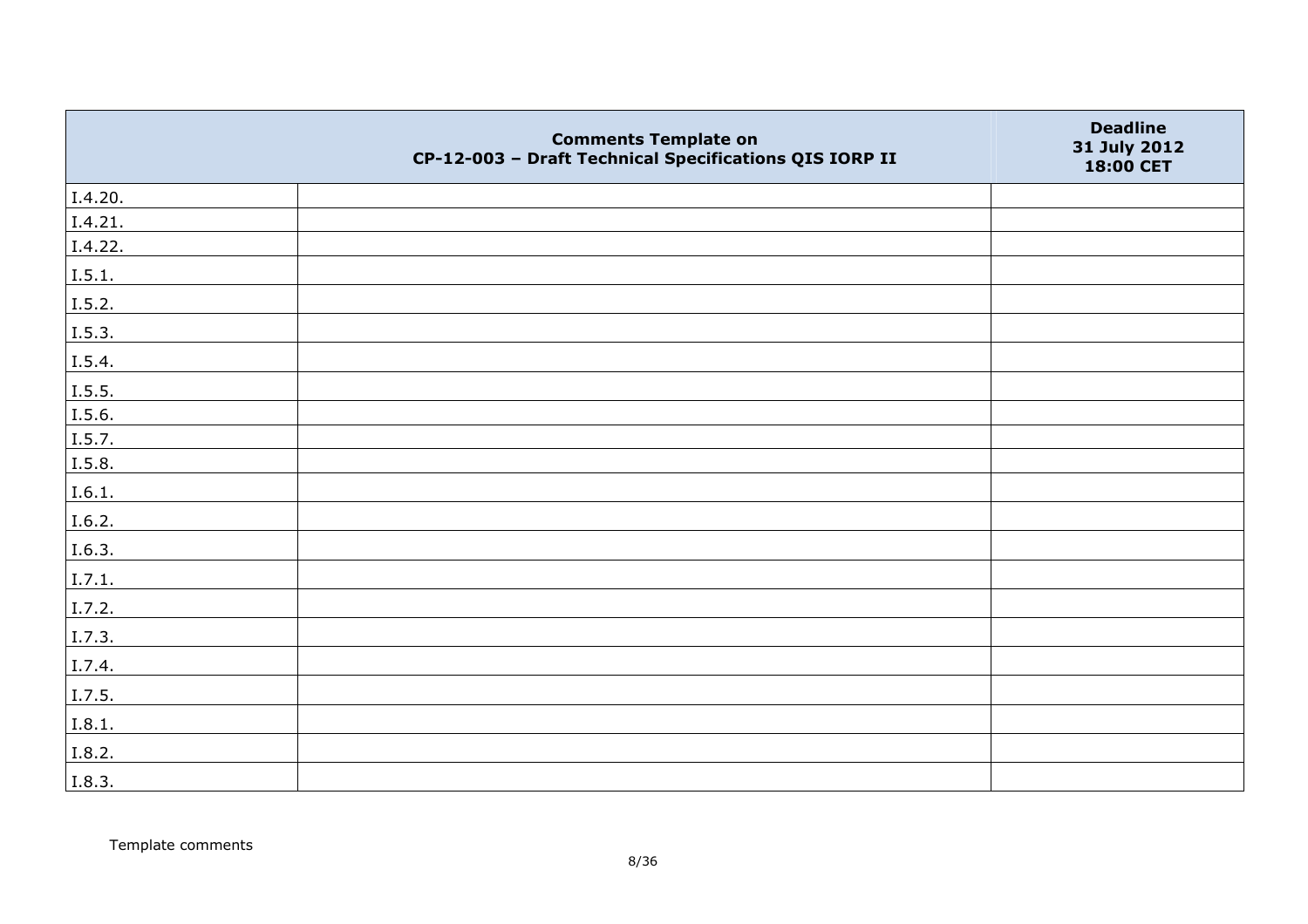| | Comments Template on CP-12-003 – Draft Technical Specifications QIS IORP II | Deadline 31 July 2012 18:00 CET |
|---|---|---|
| I.4.20. | | |
| I.4.21. | | |
| I.4.22. | | |
| I.5.1. | | |
| I.5.2. | | |
| I.5.3. | | |
| I.5.4. | | |
| I.5.5. | | |
| I.5.6. | | |
| I.5.7. | | |
| I.5.8. | | |
| I.6.1. | | |
| I.6.2. | | |
| I.6.3. | | |
| I.7.1. | | |
| I.7.2. | | |
| I.7.3. | | |
| I.7.4. | | |
| I.7.5. | | |
| I.8.1. | | |
| I.8.2. | | |
| I.8.3. | | |

Template comments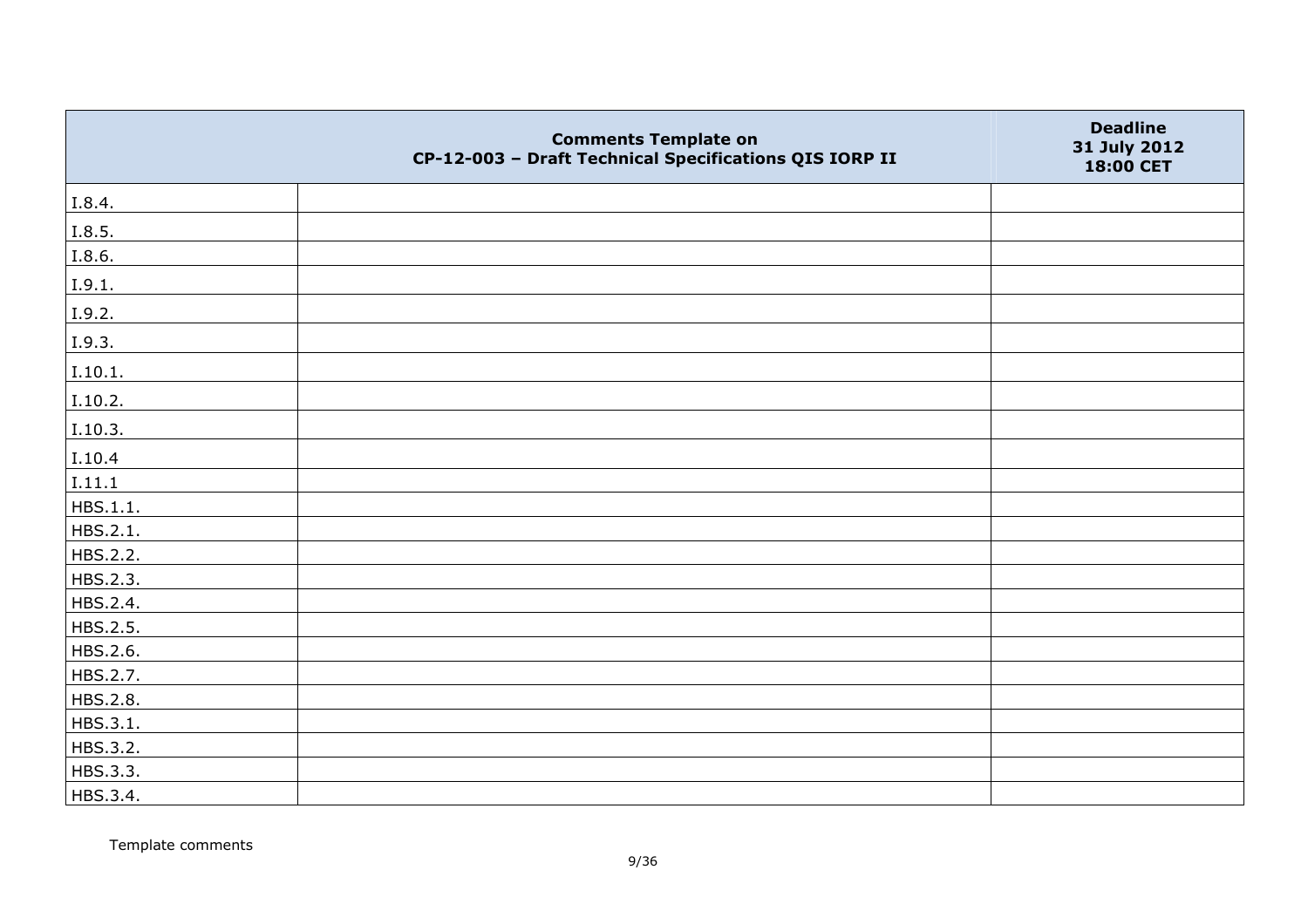| Comments Template on CP-12-003 – Draft Technical Specifications QIS IORP II | | Deadline 31 July 2012 18:00 CET |
|---|---|---|
| I.8.4. | | |
| I.8.5. | | |
| I.8.6. | | |
| I.9.1. | | |
| I.9.2. | | |
| I.9.3. | | |
| I.10.1. | | |
| I.10.2. | | |
| I.10.3. | | |
| I.10.4 | | |
| I.11.1 | | |
| HBS.1.1. | | |
| HBS.2.1. | | |
| HBS.2.2. | | |
| HBS.2.3. | | |
| HBS.2.4. | | |
| HBS.2.5. | | |
| HBS.2.6. | | |
| HBS.2.7. | | |
| HBS.2.8. | | |
| HBS.3.1. | | |
| HBS.3.2. | | |
| HBS.3.3. | | |
| HBS.3.4. | | |

Template comments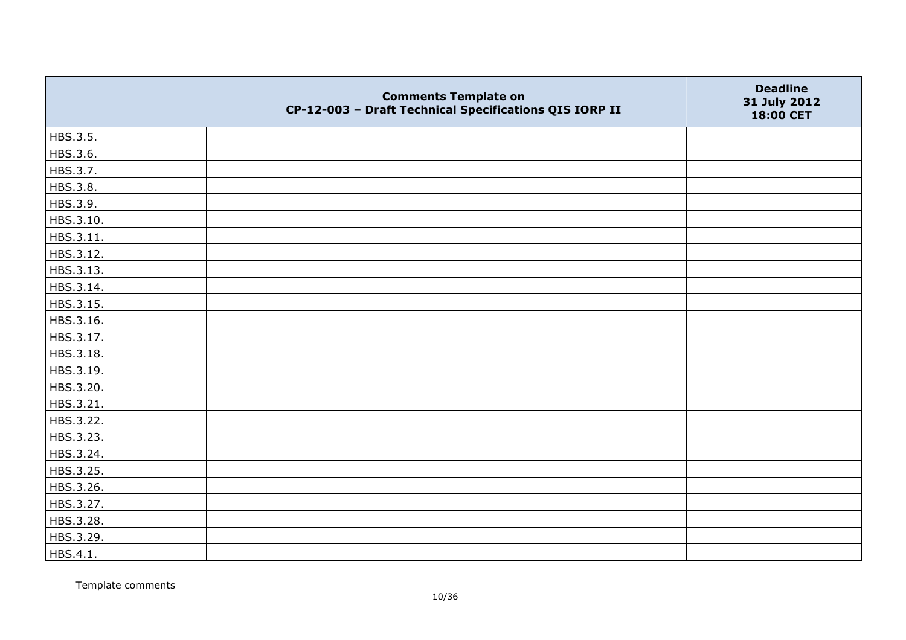| | Comments Template on CP-12-003 – Draft Technical Specifications QIS IORP II | Deadline 31 July 2012 18:00 CET |
|---|---|---|
| HBS.3.5. | | |
| HBS.3.6. | | |
| HBS.3.7. | | |
| HBS.3.8. | | |
| HBS.3.9. | | |
| HBS.3.10. | | |
| HBS.3.11. | | |
| HBS.3.12. | | |
| HBS.3.13. | | |
| HBS.3.14. | | |
| HBS.3.15. | | |
| HBS.3.16. | | |
| HBS.3.17. | | |
| HBS.3.18. | | |
| HBS.3.19. | | |
| HBS.3.20. | | |
| HBS.3.21. | | |
| HBS.3.22. | | |
| HBS.3.23. | | |
| HBS.3.24. | | |
| HBS.3.25. | | |
| HBS.3.26. | | |
| HBS.3.27. | | |
| HBS.3.28. | | |
| HBS.3.29. | | |
| HBS.4.1. | | |

Template comments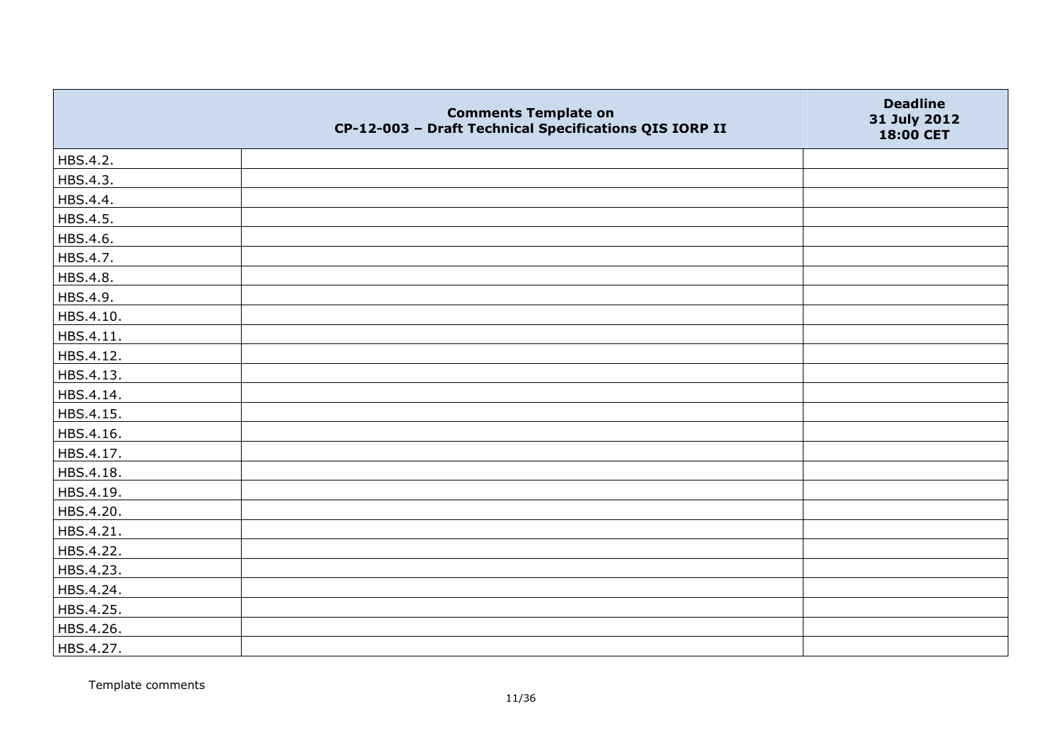| | Comments Template on CP-12-003 – Draft Technical Specifications QIS IORP II | Deadline 31 July 2012 18:00 CET |
|---|---|---|
| HBS.4.2. | | |
| HBS.4.3. | | |
| HBS.4.4. | | |
| HBS.4.5. | | |
| HBS.4.6. | | |
| HBS.4.7. | | |
| HBS.4.8. | | |
| HBS.4.9. | | |
| HBS.4.10. | | |
| HBS.4.11. | | |
| HBS.4.12. | | |
| HBS.4.13. | | |
| HBS.4.14. | | |
| HBS.4.15. | | |
| HBS.4.16. | | |
| HBS.4.17. | | |
| HBS.4.18. | | |
| HBS.4.19. | | |
| HBS.4.20. | | |
| HBS.4.21. | | |
| HBS.4.22. | | |
| HBS.4.23. | | |
| HBS.4.24. | | |
| HBS.4.25. | | |
| HBS.4.26. | | |
| HBS.4.27. | | |

Template comments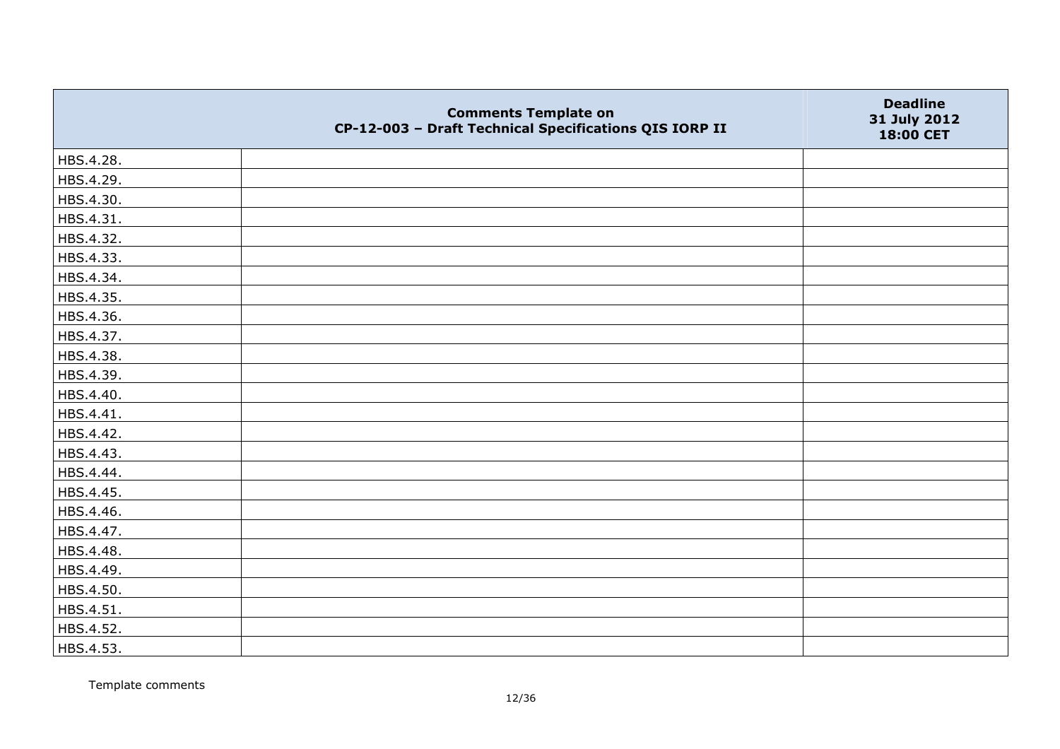|  | Comments Template on CP-12-003 – Draft Technical Specifications QIS IORP II | Deadline 31 July 2012 18:00 CET |
|---|---|---|
| HBS.4.28. |  |  |
| HBS.4.29. |  |  |
| HBS.4.30. |  |  |
| HBS.4.31. |  |  |
| HBS.4.32. |  |  |
| HBS.4.33. |  |  |
| HBS.4.34. |  |  |
| HBS.4.35. |  |  |
| HBS.4.36. |  |  |
| HBS.4.37. |  |  |
| HBS.4.38. |  |  |
| HBS.4.39. |  |  |
| HBS.4.40. |  |  |
| HBS.4.41. |  |  |
| HBS.4.42. |  |  |
| HBS.4.43. |  |  |
| HBS.4.44. |  |  |
| HBS.4.45. |  |  |
| HBS.4.46. |  |  |
| HBS.4.47. |  |  |
| HBS.4.48. |  |  |
| HBS.4.49. |  |  |
| HBS.4.50. |  |  |
| HBS.4.51. |  |  |
| HBS.4.52. |  |  |
| HBS.4.53. |  |  |

Template comments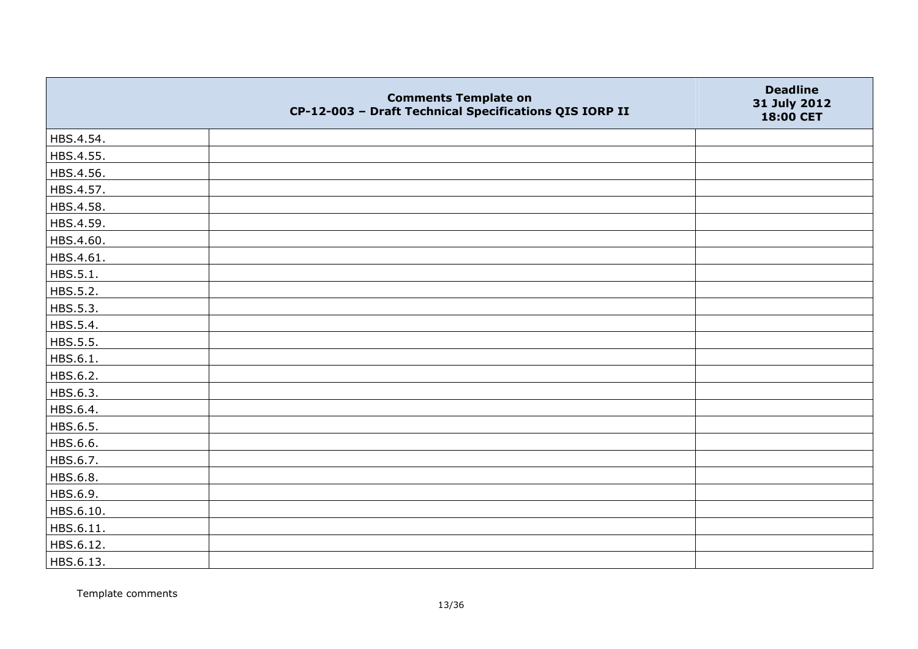| | Comments Template on CP-12-003 – Draft Technical Specifications QIS IORP II | Deadline 31 July 2012 18:00 CET |
|---|---|---|
| HBS.4.54. | | |
| HBS.4.55. | | |
| HBS.4.56. | | |
| HBS.4.57. | | |
| HBS.4.58. | | |
| HBS.4.59. | | |
| HBS.4.60. | | |
| HBS.4.61. | | |
| HBS.5.1. | | |
| HBS.5.2. | | |
| HBS.5.3. | | |
| HBS.5.4. | | |
| HBS.5.5. | | |
| HBS.6.1. | | |
| HBS.6.2. | | |
| HBS.6.3. | | |
| HBS.6.4. | | |
| HBS.6.5. | | |
| HBS.6.6. | | |
| HBS.6.7. | | |
| HBS.6.8. | | |
| HBS.6.9. | | |
| HBS.6.10. | | |
| HBS.6.11. | | |
| HBS.6.12. | | |
| HBS.6.13. | | |

Template comments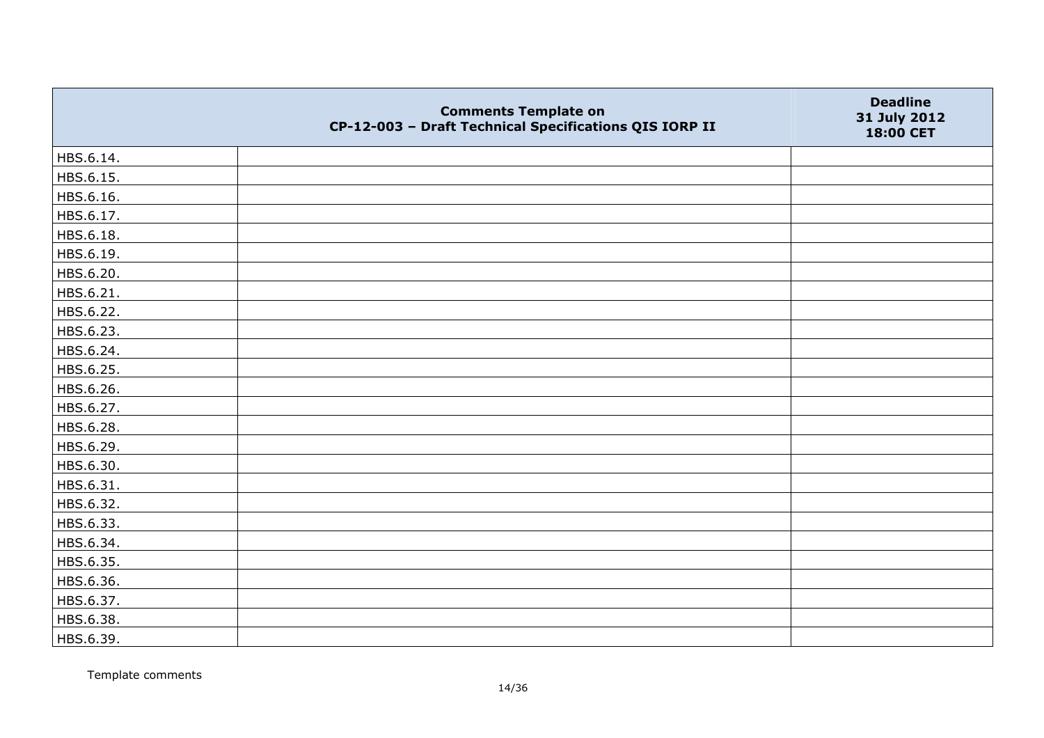| | Comments Template on CP-12-003 – Draft Technical Specifications QIS IORP II | Deadline 31 July 2012 18:00 CET |
|---|---|---|
| HBS.6.14. | | |
| HBS.6.15. | | |
| HBS.6.16. | | |
| HBS.6.17. | | |
| HBS.6.18. | | |
| HBS.6.19. | | |
| HBS.6.20. | | |
| HBS.6.21. | | |
| HBS.6.22. | | |
| HBS.6.23. | | |
| HBS.6.24. | | |
| HBS.6.25. | | |
| HBS.6.26. | | |
| HBS.6.27. | | |
| HBS.6.28. | | |
| HBS.6.29. | | |
| HBS.6.30. | | |
| HBS.6.31. | | |
| HBS.6.32. | | |
| HBS.6.33. | | |
| HBS.6.34. | | |
| HBS.6.35. | | |
| HBS.6.36. | | |
| HBS.6.37. | | |
| HBS.6.38. | | |
| HBS.6.39. | | |

Template comments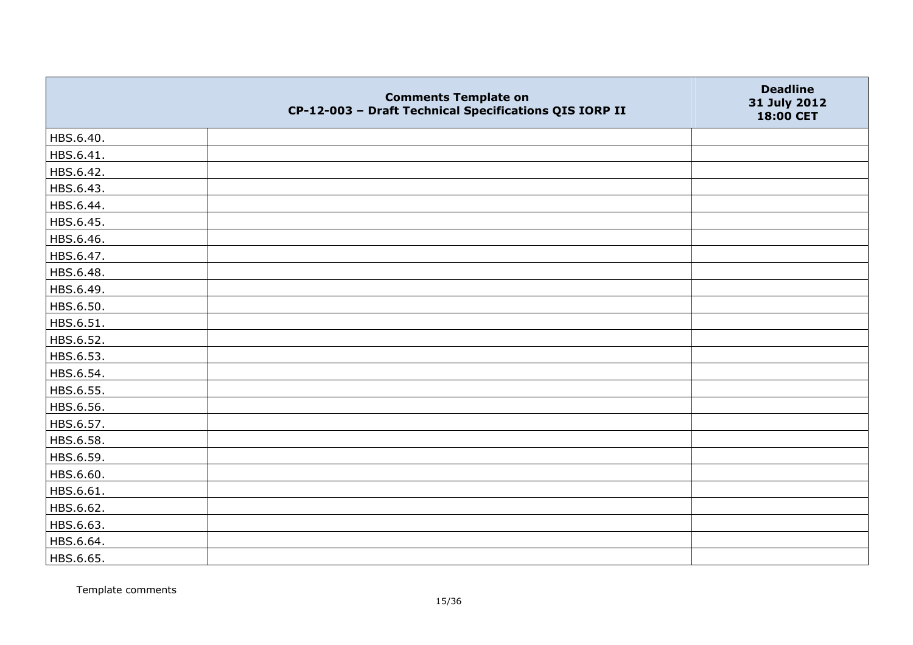|  | Comments Template on CP-12-003 – Draft Technical Specifications QIS IORP II | Deadline 31 July 2012 18:00 CET |
|---|---|---|
| HBS.6.40. |  |  |
| HBS.6.41. |  |  |
| HBS.6.42. |  |  |
| HBS.6.43. |  |  |
| HBS.6.44. |  |  |
| HBS.6.45. |  |  |
| HBS.6.46. |  |  |
| HBS.6.47. |  |  |
| HBS.6.48. |  |  |
| HBS.6.49. |  |  |
| HBS.6.50. |  |  |
| HBS.6.51. |  |  |
| HBS.6.52. |  |  |
| HBS.6.53. |  |  |
| HBS.6.54. |  |  |
| HBS.6.55. |  |  |
| HBS.6.56. |  |  |
| HBS.6.57. |  |  |
| HBS.6.58. |  |  |
| HBS.6.59. |  |  |
| HBS.6.60. |  |  |
| HBS.6.61. |  |  |
| HBS.6.62. |  |  |
| HBS.6.63. |  |  |
| HBS.6.64. |  |  |
| HBS.6.65. |  |  |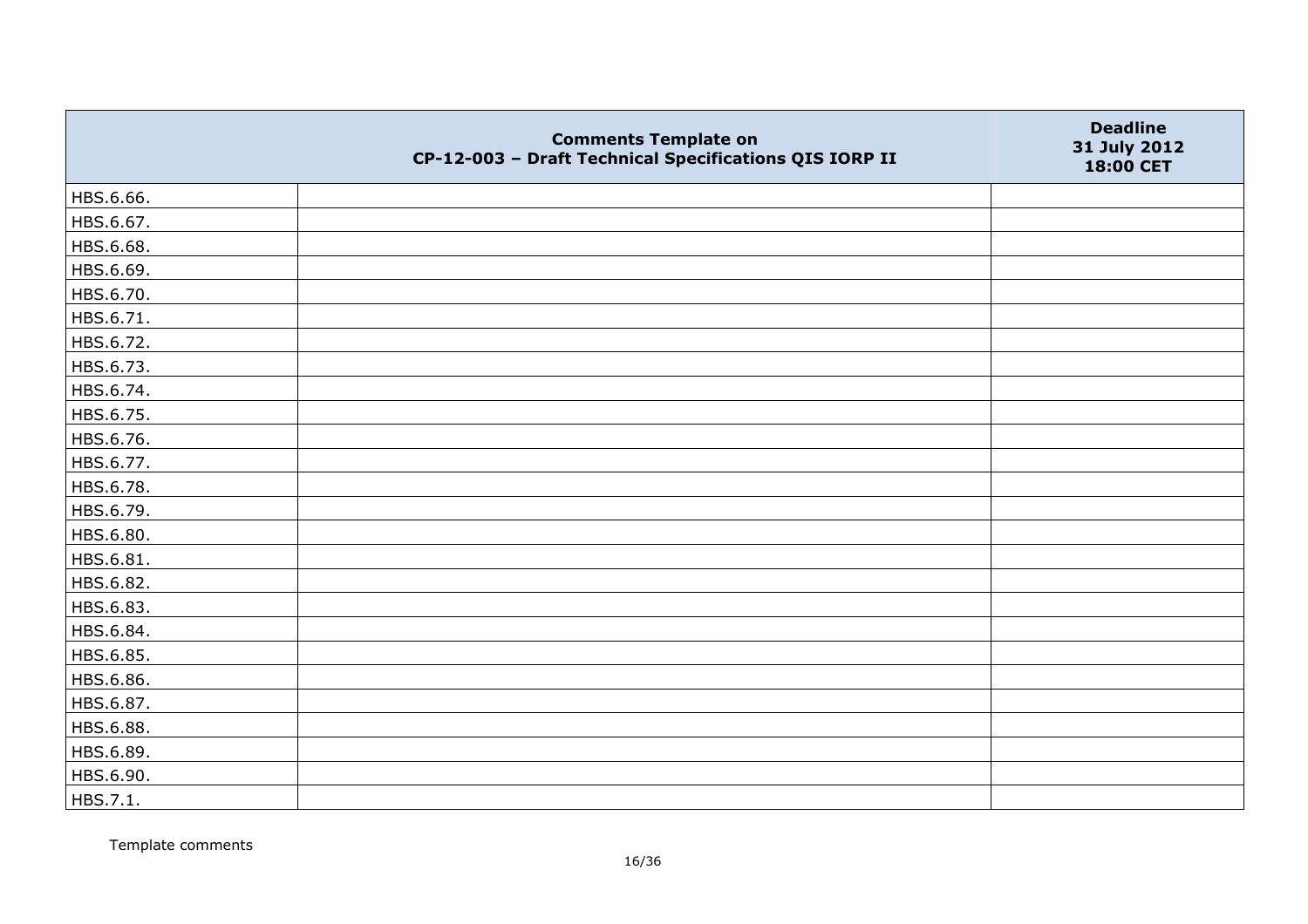| | Comments Template on CP-12-003 – Draft Technical Specifications QIS IORP II | Deadline 31 July 2012 18:00 CET |
|---|---|---|
| HBS.6.66. | | |
| HBS.6.67. | | |
| HBS.6.68. | | |
| HBS.6.69. | | |
| HBS.6.70. | | |
| HBS.6.71. | | |
| HBS.6.72. | | |
| HBS.6.73. | | |
| HBS.6.74. | | |
| HBS.6.75. | | |
| HBS.6.76. | | |
| HBS.6.77. | | |
| HBS.6.78. | | |
| HBS.6.79. | | |
| HBS.6.80. | | |
| HBS.6.81. | | |
| HBS.6.82. | | |
| HBS.6.83. | | |
| HBS.6.84. | | |
| HBS.6.85. | | |
| HBS.6.86. | | |
| HBS.6.87. | | |
| HBS.6.88. | | |
| HBS.6.89. | | |
| HBS.6.90. | | |
| HBS.7.1. | | |

Template comments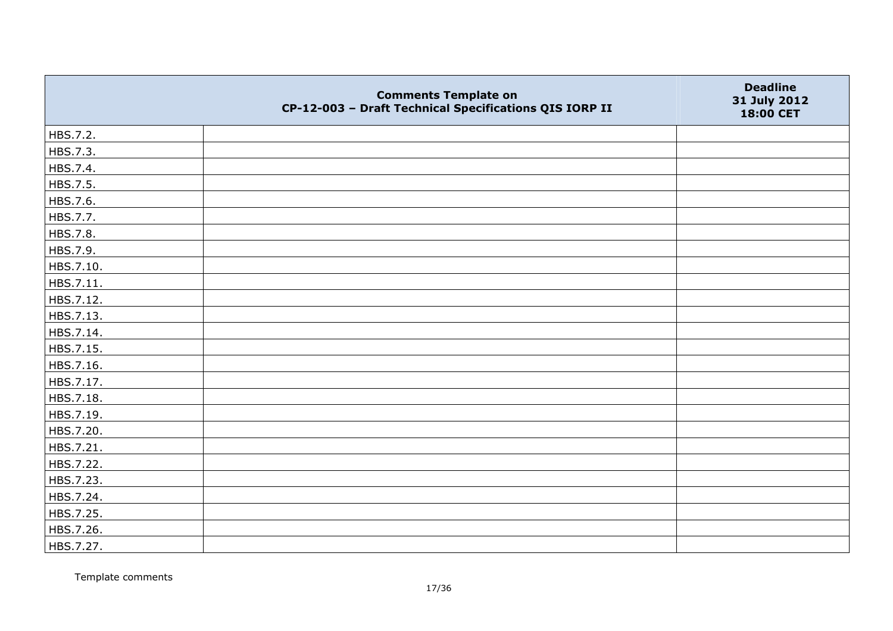| | Comments Template on CP-12-003 – Draft Technical Specifications QIS IORP II | Deadline 31 July 2012 18:00 CET |
|---|---|---|
| HBS.7.2. | | |
| HBS.7.3. | | |
| HBS.7.4. | | |
| HBS.7.5. | | |
| HBS.7.6. | | |
| HBS.7.7. | | |
| HBS.7.8. | | |
| HBS.7.9. | | |
| HBS.7.10. | | |
| HBS.7.11. | | |
| HBS.7.12. | | |
| HBS.7.13. | | |
| HBS.7.14. | | |
| HBS.7.15. | | |
| HBS.7.16. | | |
| HBS.7.17. | | |
| HBS.7.18. | | |
| HBS.7.19. | | |
| HBS.7.20. | | |
| HBS.7.21. | | |
| HBS.7.22. | | |
| HBS.7.23. | | |
| HBS.7.24. | | |
| HBS.7.25. | | |
| HBS.7.26. | | |
| HBS.7.27. | | |

Template comments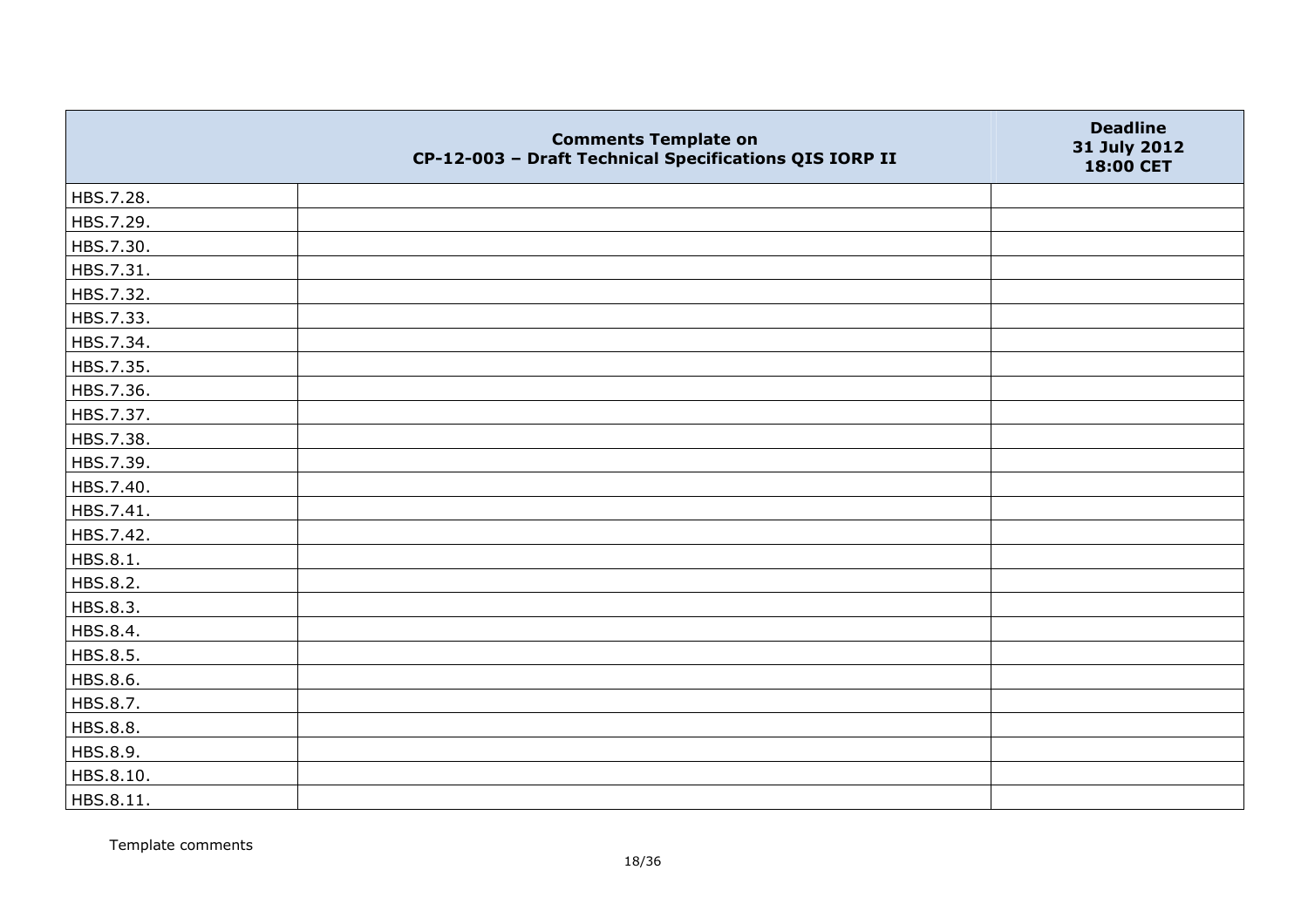| | Comments Template on CP-12-003 – Draft Technical Specifications QIS IORP II | Deadline 31 July 2012 18:00 CET |
|---|---|---|
| HBS.7.28. | | |
| HBS.7.29. | | |
| HBS.7.30. | | |
| HBS.7.31. | | |
| HBS.7.32. | | |
| HBS.7.33. | | |
| HBS.7.34. | | |
| HBS.7.35. | | |
| HBS.7.36. | | |
| HBS.7.37. | | |
| HBS.7.38. | | |
| HBS.7.39. | | |
| HBS.7.40. | | |
| HBS.7.41. | | |
| HBS.7.42. | | |
| HBS.8.1. | | |
| HBS.8.2. | | |
| HBS.8.3. | | |
| HBS.8.4. | | |
| HBS.8.5. | | |
| HBS.8.6. | | |
| HBS.8.7. | | |
| HBS.8.8. | | |
| HBS.8.9. | | |
| HBS.8.10. | | |
| HBS.8.11. | | |

Template comments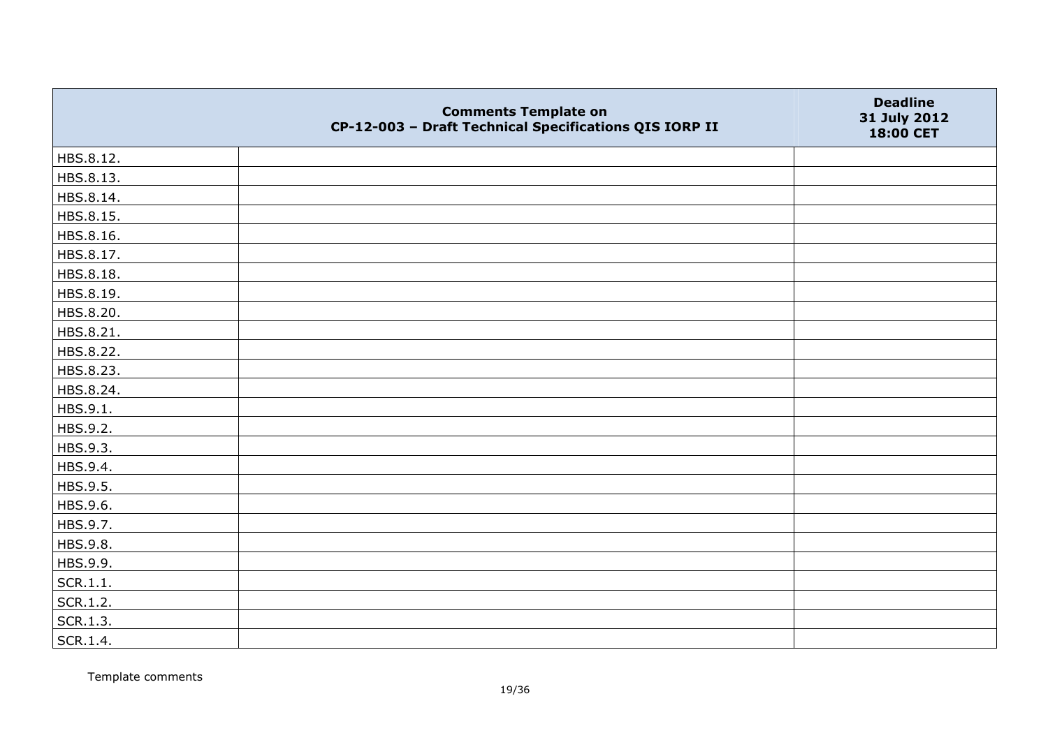| | Comments Template on CP-12-003 – Draft Technical Specifications QIS IORP II | Deadline 31 July 2012 18:00 CET |
|---|---|---|
| HBS.8.12. | | |
| HBS.8.13. | | |
| HBS.8.14. | | |
| HBS.8.15. | | |
| HBS.8.16. | | |
| HBS.8.17. | | |
| HBS.8.18. | | |
| HBS.8.19. | | |
| HBS.8.20. | | |
| HBS.8.21. | | |
| HBS.8.22. | | |
| HBS.8.23. | | |
| HBS.8.24. | | |
| HBS.9.1. | | |
| HBS.9.2. | | |
| HBS.9.3. | | |
| HBS.9.4. | | |
| HBS.9.5. | | |
| HBS.9.6. | | |
| HBS.9.7. | | |
| HBS.9.8. | | |
| HBS.9.9. | | |
| SCR.1.1. | | |
| SCR.1.2. | | |
| SCR.1.3. | | |
| SCR.1.4. | | |

Template comments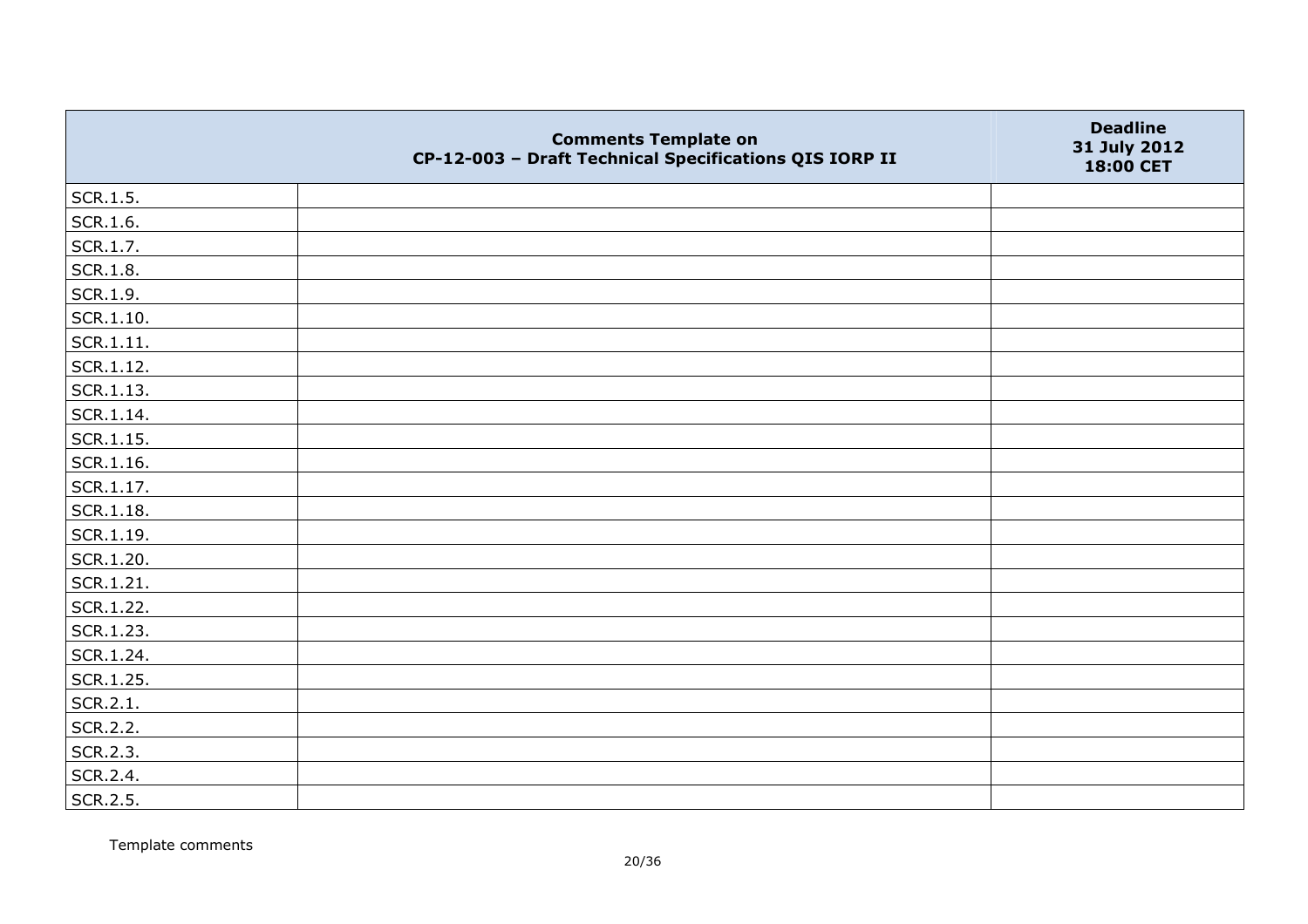| | Comments Template on CP-12-003 – Draft Technical Specifications QIS IORP II | Deadline 31 July 2012 18:00 CET |
|---|---|---|
| SCR.1.5. | | |
| SCR.1.6. | | |
| SCR.1.7. | | |
| SCR.1.8. | | |
| SCR.1.9. | | |
| SCR.1.10. | | |
| SCR.1.11. | | |
| SCR.1.12. | | |
| SCR.1.13. | | |
| SCR.1.14. | | |
| SCR.1.15. | | |
| SCR.1.16. | | |
| SCR.1.17. | | |
| SCR.1.18. | | |
| SCR.1.19. | | |
| SCR.1.20. | | |
| SCR.1.21. | | |
| SCR.1.22. | | |
| SCR.1.23. | | |
| SCR.1.24. | | |
| SCR.1.25. | | |
| SCR.2.1. | | |
| SCR.2.2. | | |
| SCR.2.3. | | |
| SCR.2.4. | | |
| SCR.2.5. | | |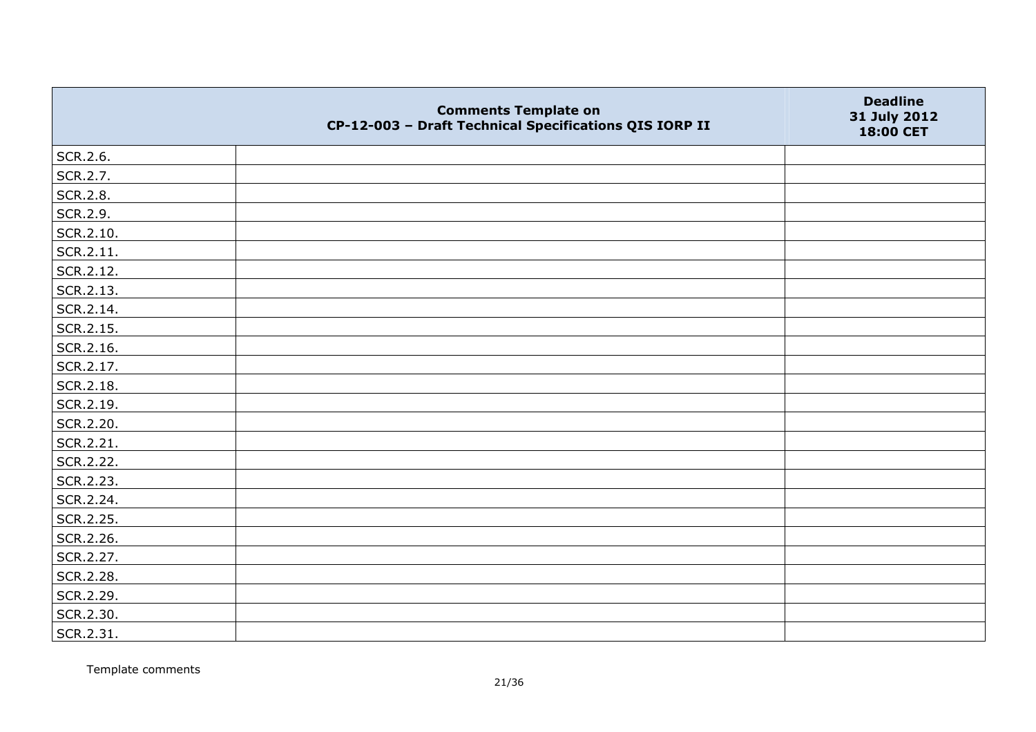|  | Comments Template on CP-12-003 – Draft Technical Specifications QIS IORP II | Deadline 31 July 2012 18:00 CET |
|---|---|---|
| SCR.2.6. | | |
| SCR.2.7. | | |
| SCR.2.8. | | |
| SCR.2.9. | | |
| SCR.2.10. | | |
| SCR.2.11. | | |
| SCR.2.12. | | |
| SCR.2.13. | | |
| SCR.2.14. | | |
| SCR.2.15. | | |
| SCR.2.16. | | |
| SCR.2.17. | | |
| SCR.2.18. | | |
| SCR.2.19. | | |
| SCR.2.20. | | |
| SCR.2.21. | | |
| SCR.2.22. | | |
| SCR.2.23. | | |
| SCR.2.24. | | |
| SCR.2.25. | | |
| SCR.2.26. | | |
| SCR.2.27. | | |
| SCR.2.28. | | |
| SCR.2.29. | | |
| SCR.2.30. | | |
| SCR.2.31. | | |

Template comments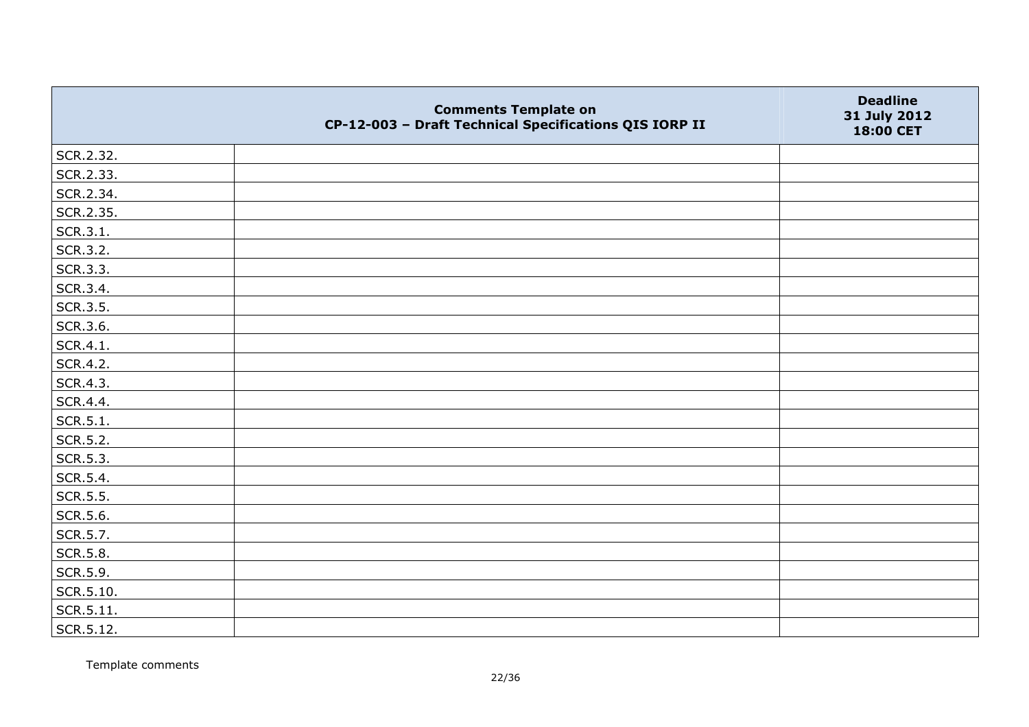| | Comments Template on CP-12-003 – Draft Technical Specifications QIS IORP II | Deadline 31 July 2012 18:00 CET |
|---|---|---|
| SCR.2.32. | | |
| SCR.2.33. | | |
| SCR.2.34. | | |
| SCR.2.35. | | |
| SCR.3.1. | | |
| SCR.3.2. | | |
| SCR.3.3. | | |
| SCR.3.4. | | |
| SCR.3.5. | | |
| SCR.3.6. | | |
| SCR.4.1. | | |
| SCR.4.2. | | |
| SCR.4.3. | | |
| SCR.4.4. | | |
| SCR.5.1. | | |
| SCR.5.2. | | |
| SCR.5.3. | | |
| SCR.5.4. | | |
| SCR.5.5. | | |
| SCR.5.6. | | |
| SCR.5.7. | | |
| SCR.5.8. | | |
| SCR.5.9. | | |
| SCR.5.10. | | |
| SCR.5.11. | | |
| SCR.5.12. | | |

Template comments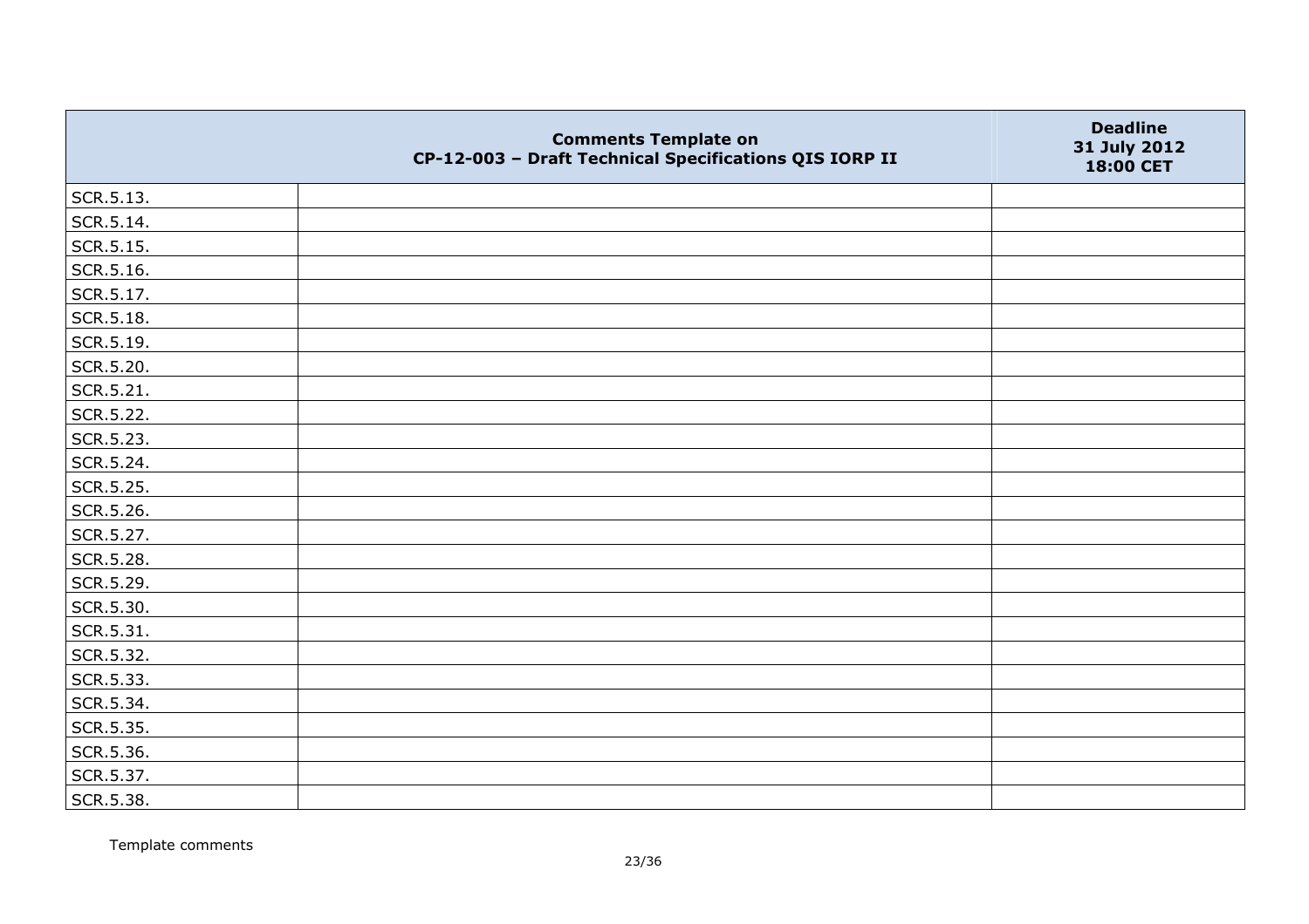| | Comments Template on CP-12-003 – Draft Technical Specifications QIS IORP II | Deadline 31 July 2012 18:00 CET |
|---|---|---|
| SCR.5.13. | | |
| SCR.5.14. | | |
| SCR.5.15. | | |
| SCR.5.16. | | |
| SCR.5.17. | | |
| SCR.5.18. | | |
| SCR.5.19. | | |
| SCR.5.20. | | |
| SCR.5.21. | | |
| SCR.5.22. | | |
| SCR.5.23. | | |
| SCR.5.24. | | |
| SCR.5.25. | | |
| SCR.5.26. | | |
| SCR.5.27. | | |
| SCR.5.28. | | |
| SCR.5.29. | | |
| SCR.5.30. | | |
| SCR.5.31. | | |
| SCR.5.32. | | |
| SCR.5.33. | | |
| SCR.5.34. | | |
| SCR.5.35. | | |
| SCR.5.36. | | |
| SCR.5.37. | | |
| SCR.5.38. | | |

Template comments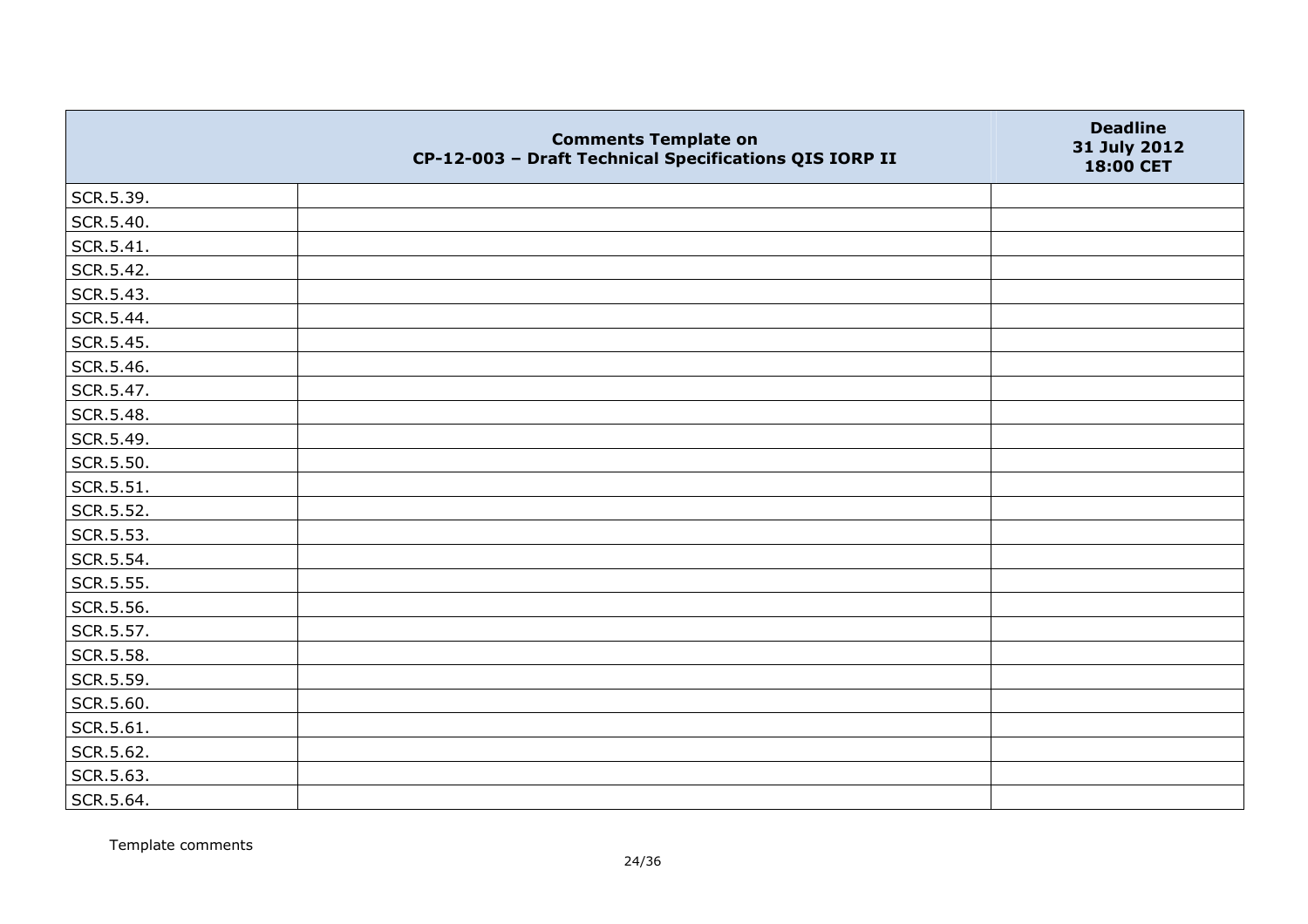| | Comments Template on CP-12-003 – Draft Technical Specifications QIS IORP II | Deadline 31 July 2012 18:00 CET |
|---|---|---|
| SCR.5.39. | | |
| SCR.5.40. | | |
| SCR.5.41. | | |
| SCR.5.42. | | |
| SCR.5.43. | | |
| SCR.5.44. | | |
| SCR.5.45. | | |
| SCR.5.46. | | |
| SCR.5.47. | | |
| SCR.5.48. | | |
| SCR.5.49. | | |
| SCR.5.50. | | |
| SCR.5.51. | | |
| SCR.5.52. | | |
| SCR.5.53. | | |
| SCR.5.54. | | |
| SCR.5.55. | | |
| SCR.5.56. | | |
| SCR.5.57. | | |
| SCR.5.58. | | |
| SCR.5.59. | | |
| SCR.5.60. | | |
| SCR.5.61. | | |
| SCR.5.62. | | |
| SCR.5.63. | | |
| SCR.5.64. | | |

Template comments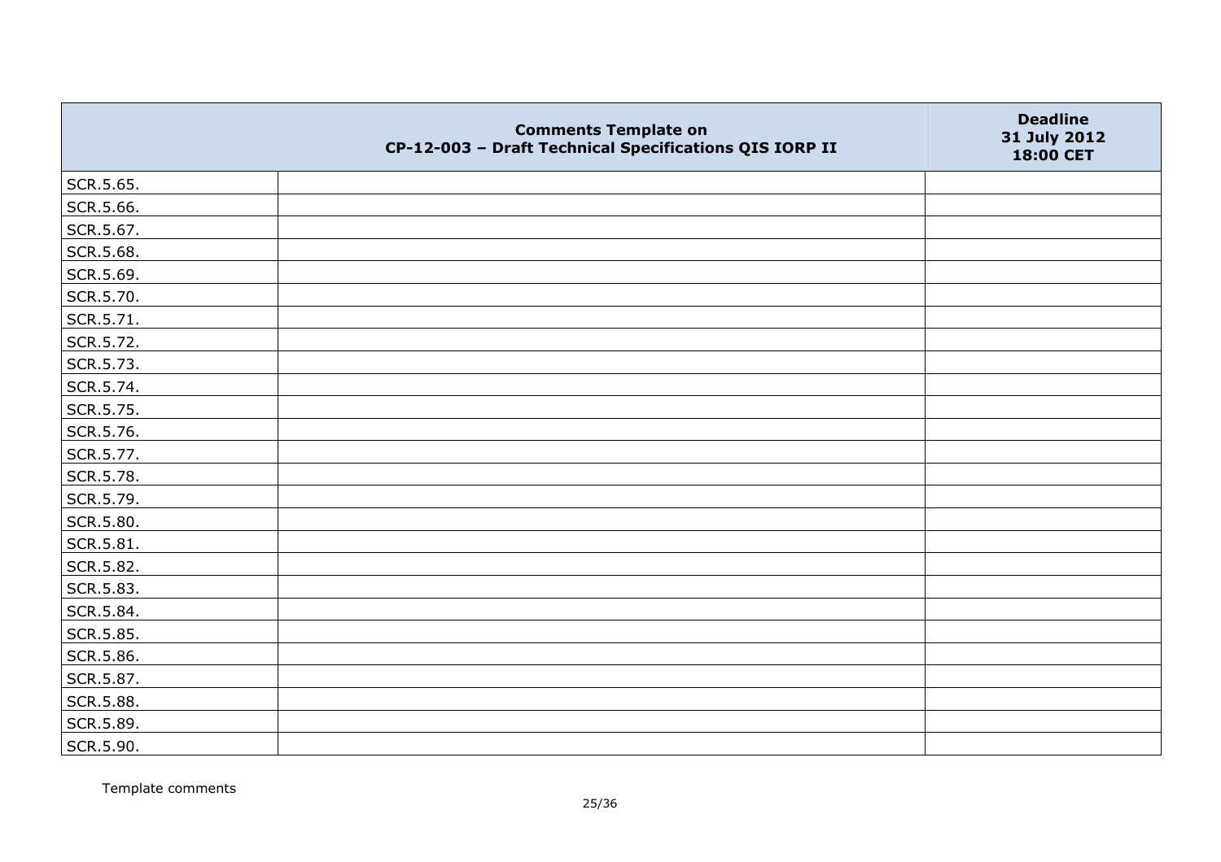| | Comments Template on CP-12-003 – Draft Technical Specifications QIS IORP II | Deadline 31 July 2012 18:00 CET |
|---|---|---|
| SCR.5.65. | | |
| SCR.5.66. | | |
| SCR.5.67. | | |
| SCR.5.68. | | |
| SCR.5.69. | | |
| SCR.5.70. | | |
| SCR.5.71. | | |
| SCR.5.72. | | |
| SCR.5.73. | | |
| SCR.5.74. | | |
| SCR.5.75. | | |
| SCR.5.76. | | |
| SCR.5.77. | | |
| SCR.5.78. | | |
| SCR.5.79. | | |
| SCR.5.80. | | |
| SCR.5.81. | | |
| SCR.5.82. | | |
| SCR.5.83. | | |
| SCR.5.84. | | |
| SCR.5.85. | | |
| SCR.5.86. | | |
| SCR.5.87. | | |
| SCR.5.88. | | |
| SCR.5.89. | | |
| SCR.5.90. | | |

Template comments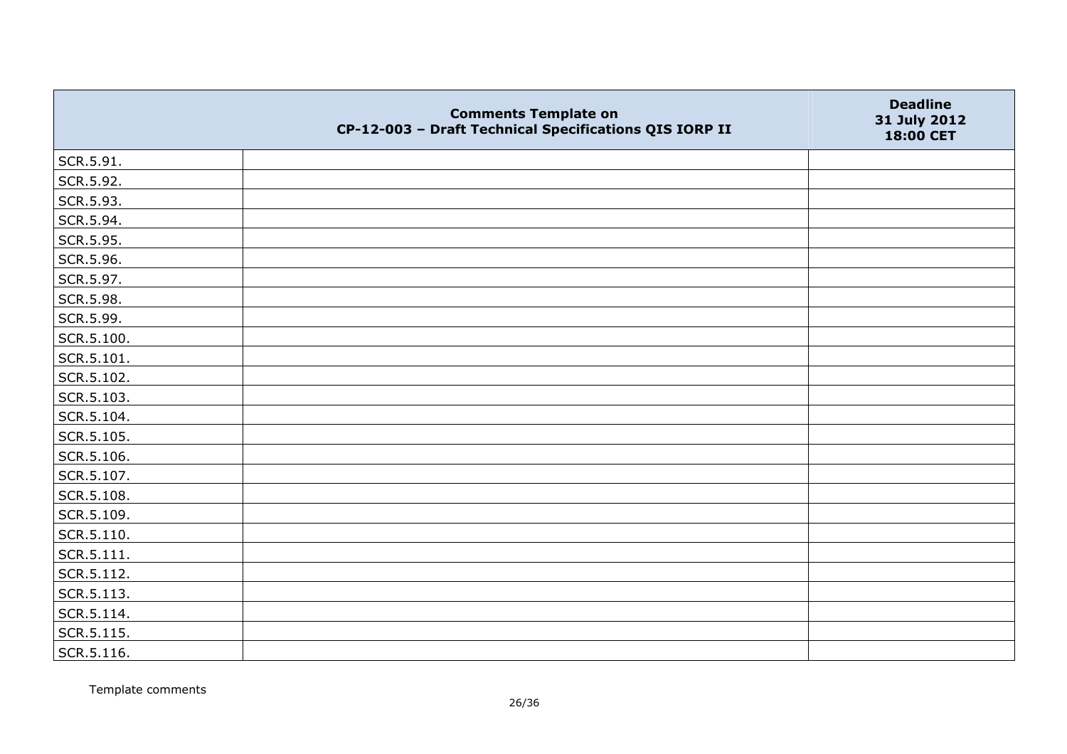| | Comments Template on CP-12-003 – Draft Technical Specifications QIS IORP II | Deadline 31 July 2012 18:00 CET |
|---|---|---|
| SCR.5.91. | | |
| SCR.5.92. | | |
| SCR.5.93. | | |
| SCR.5.94. | | |
| SCR.5.95. | | |
| SCR.5.96. | | |
| SCR.5.97. | | |
| SCR.5.98. | | |
| SCR.5.99. | | |
| SCR.5.100. | | |
| SCR.5.101. | | |
| SCR.5.102. | | |
| SCR.5.103. | | |
| SCR.5.104. | | |
| SCR.5.105. | | |
| SCR.5.106. | | |
| SCR.5.107. | | |
| SCR.5.108. | | |
| SCR.5.109. | | |
| SCR.5.110. | | |
| SCR.5.111. | | |
| SCR.5.112. | | |
| SCR.5.113. | | |
| SCR.5.114. | | |
| SCR.5.115. | | |
| SCR.5.116. | | |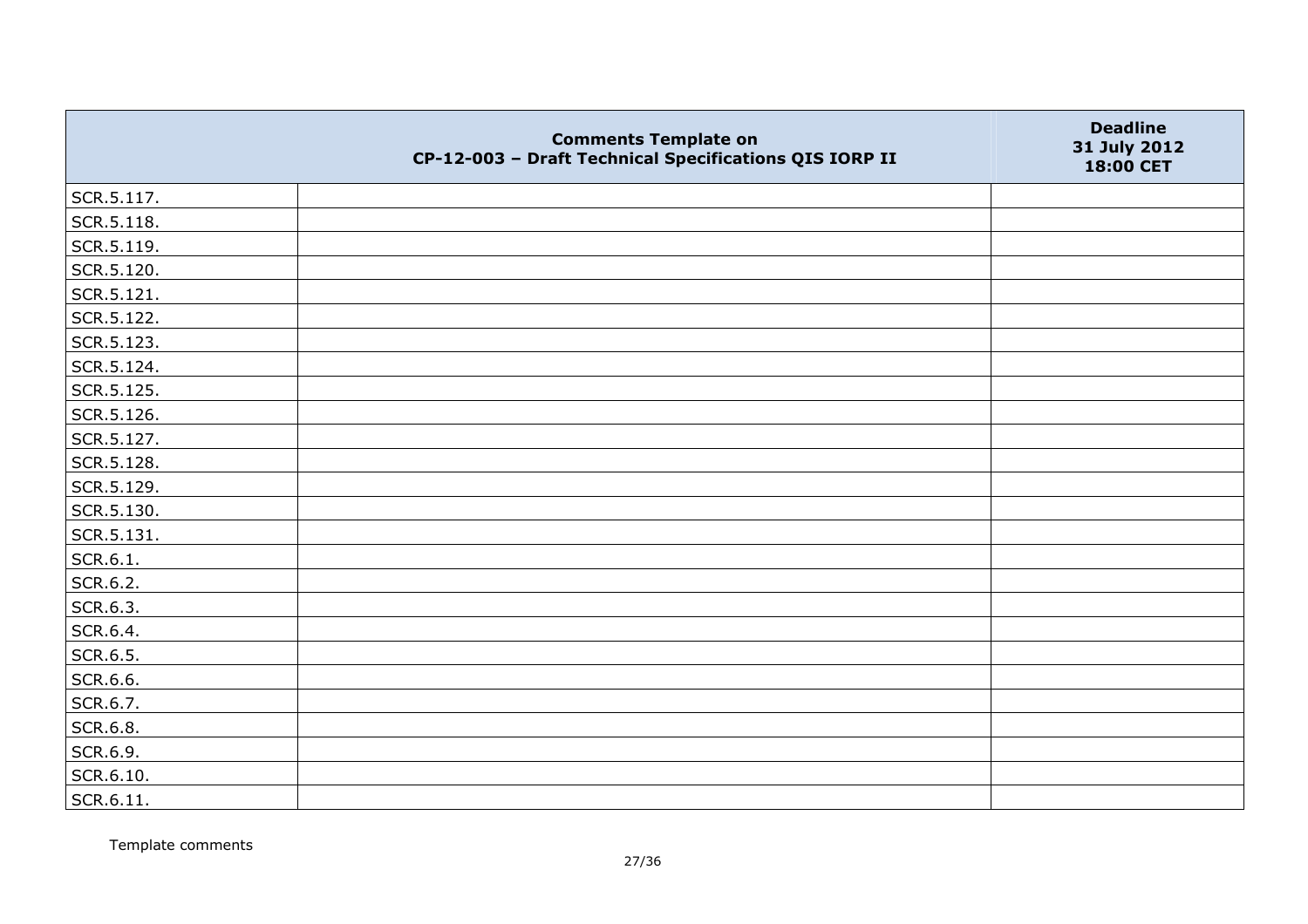| | Comments Template on CP-12-003 – Draft Technical Specifications QIS IORP II | Deadline 31 July 2012 18:00 CET |
|---|---|---|
| SCR.5.117. | | |
| SCR.5.118. | | |
| SCR.5.119. | | |
| SCR.5.120. | | |
| SCR.5.121. | | |
| SCR.5.122. | | |
| SCR.5.123. | | |
| SCR.5.124. | | |
| SCR.5.125. | | |
| SCR.5.126. | | |
| SCR.5.127. | | |
| SCR.5.128. | | |
| SCR.5.129. | | |
| SCR.5.130. | | |
| SCR.5.131. | | |
| SCR.6.1. | | |
| SCR.6.2. | | |
| SCR.6.3. | | |
| SCR.6.4. | | |
| SCR.6.5. | | |
| SCR.6.6. | | |
| SCR.6.7. | | |
| SCR.6.8. | | |
| SCR.6.9. | | |
| SCR.6.10. | | |
| SCR.6.11. | | |

Template comments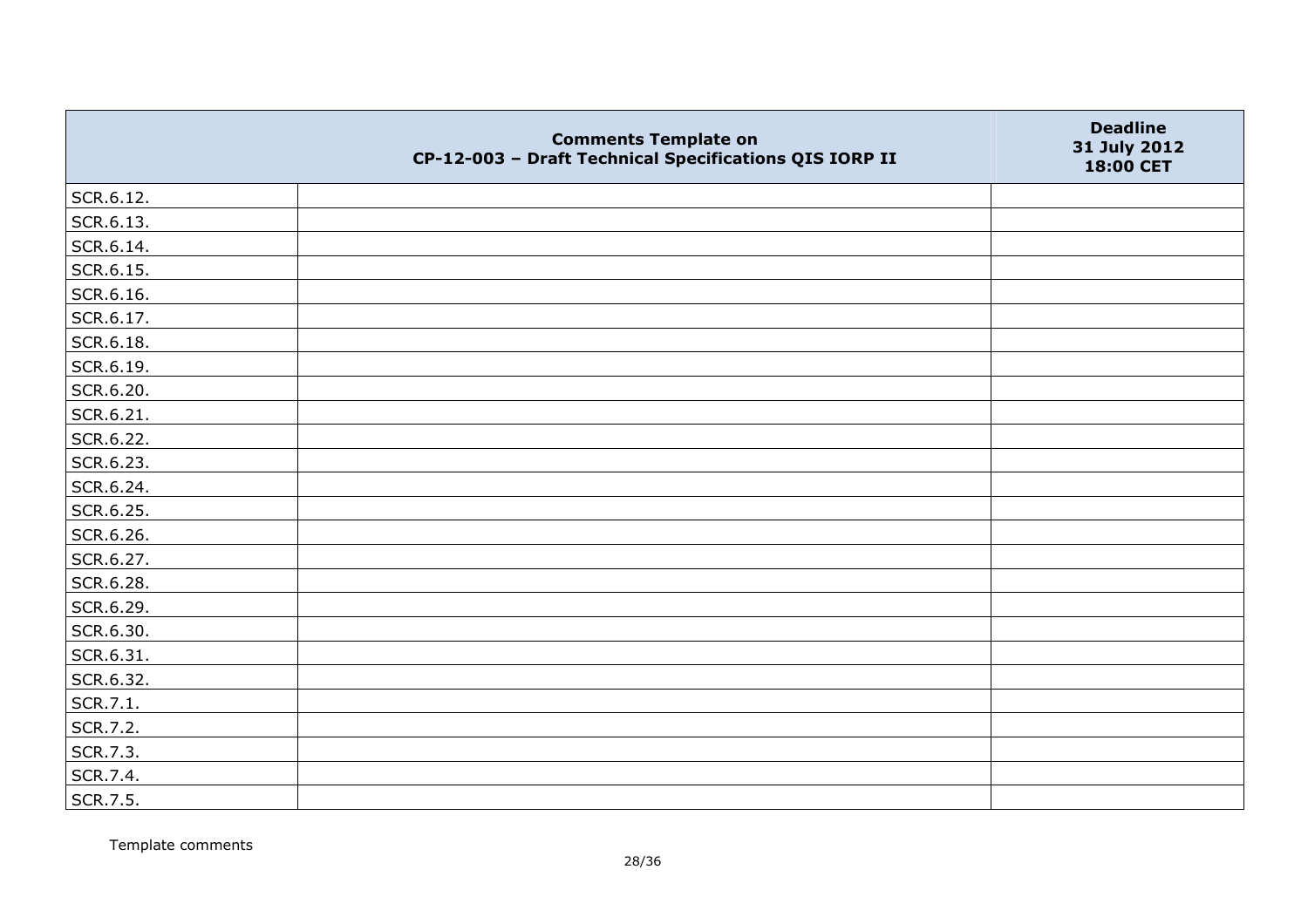|  | Comments Template on CP-12-003 – Draft Technical Specifications QIS IORP II | Deadline 31 July 2012 18:00 CET |
|---|---|---|
| SCR.6.12. |  |  |
| SCR.6.13. |  |  |
| SCR.6.14. |  |  |
| SCR.6.15. |  |  |
| SCR.6.16. |  |  |
| SCR.6.17. |  |  |
| SCR.6.18. |  |  |
| SCR.6.19. |  |  |
| SCR.6.20. |  |  |
| SCR.6.21. |  |  |
| SCR.6.22. |  |  |
| SCR.6.23. |  |  |
| SCR.6.24. |  |  |
| SCR.6.25. |  |  |
| SCR.6.26. |  |  |
| SCR.6.27. |  |  |
| SCR.6.28. |  |  |
| SCR.6.29. |  |  |
| SCR.6.30. |  |  |
| SCR.6.31. |  |  |
| SCR.6.32. |  |  |
| SCR.7.1. |  |  |
| SCR.7.2. |  |  |
| SCR.7.3. |  |  |
| SCR.7.4. |  |  |
| SCR.7.5. |  |  |

Template comments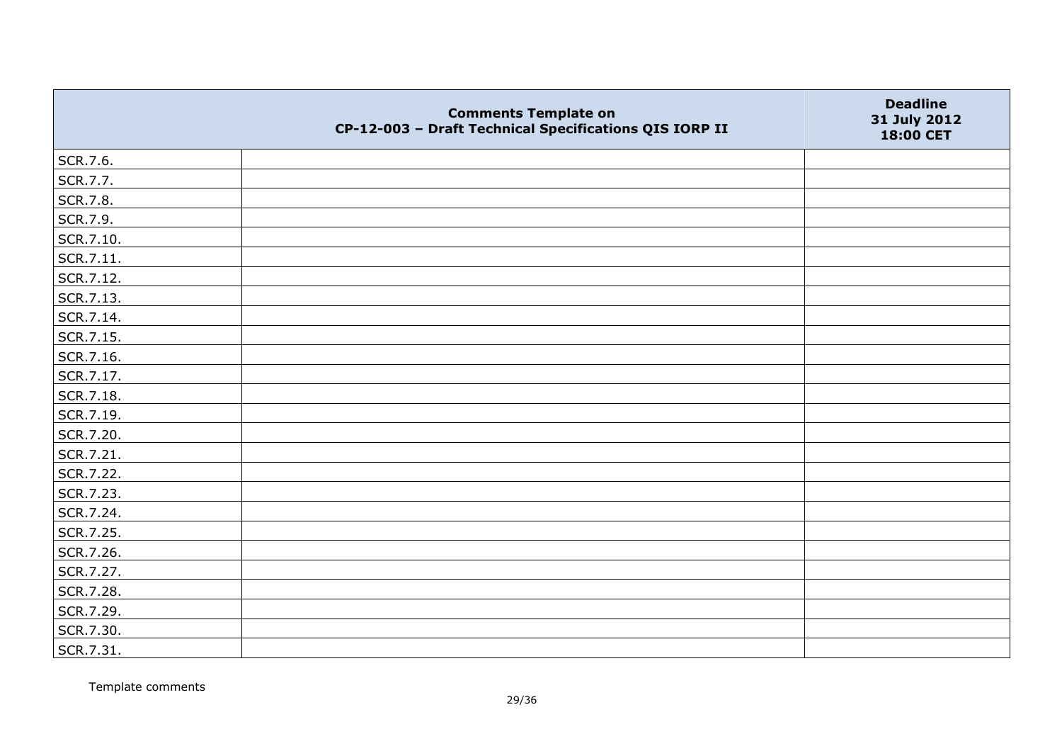| | Comments Template on CP-12-003 – Draft Technical Specifications QIS IORP II | Deadline 31 July 2012 18:00 CET |
|---|---|---|
| SCR.7.6. | | |
| SCR.7.7. | | |
| SCR.7.8. | | |
| SCR.7.9. | | |
| SCR.7.10. | | |
| SCR.7.11. | | |
| SCR.7.12. | | |
| SCR.7.13. | | |
| SCR.7.14. | | |
| SCR.7.15. | | |
| SCR.7.16. | | |
| SCR.7.17. | | |
| SCR.7.18. | | |
| SCR.7.19. | | |
| SCR.7.20. | | |
| SCR.7.21. | | |
| SCR.7.22. | | |
| SCR.7.23. | | |
| SCR.7.24. | | |
| SCR.7.25. | | |
| SCR.7.26. | | |
| SCR.7.27. | | |
| SCR.7.28. | | |
| SCR.7.29. | | |
| SCR.7.30. | | |
| SCR.7.31. | | |

Template comments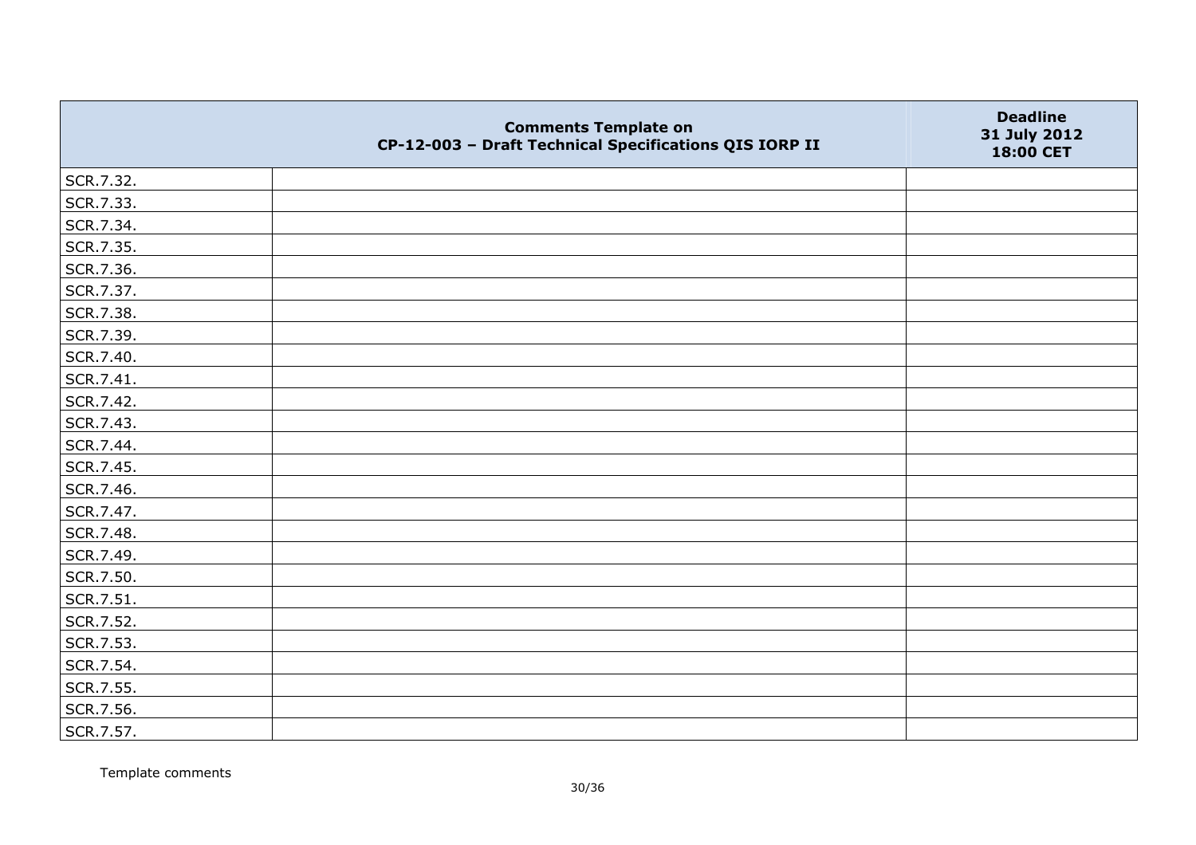|  | Comments Template on CP-12-003 – Draft Technical Specifications QIS IORP II | Deadline 31 July 2012 18:00 CET |
|---|---|---|
| SCR.7.32. |  |  |
| SCR.7.33. |  |  |
| SCR.7.34. |  |  |
| SCR.7.35. |  |  |
| SCR.7.36. |  |  |
| SCR.7.37. |  |  |
| SCR.7.38. |  |  |
| SCR.7.39. |  |  |
| SCR.7.40. |  |  |
| SCR.7.41. |  |  |
| SCR.7.42. |  |  |
| SCR.7.43. |  |  |
| SCR.7.44. |  |  |
| SCR.7.45. |  |  |
| SCR.7.46. |  |  |
| SCR.7.47. |  |  |
| SCR.7.48. |  |  |
| SCR.7.49. |  |  |
| SCR.7.50. |  |  |
| SCR.7.51. |  |  |
| SCR.7.52. |  |  |
| SCR.7.53. |  |  |
| SCR.7.54. |  |  |
| SCR.7.55. |  |  |
| SCR.7.56. |  |  |
| SCR.7.57. |  |  |

Template comments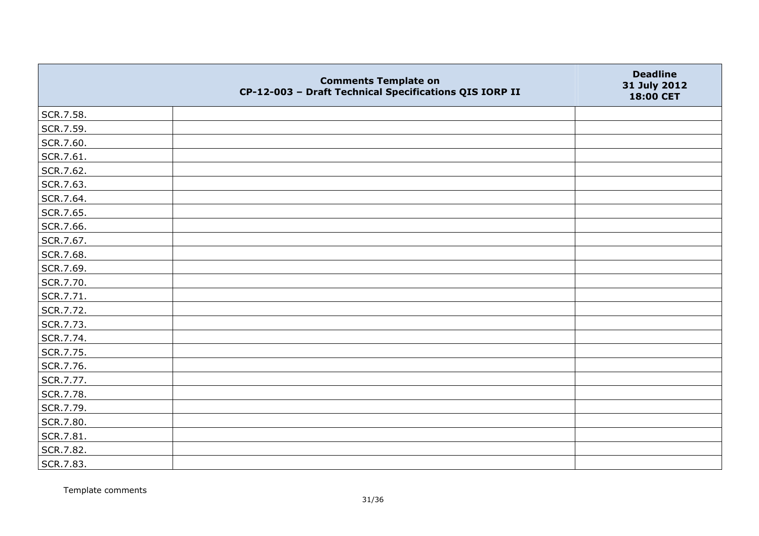| | Comments Template on CP-12-003 – Draft Technical Specifications QIS IORP II | Deadline 31 July 2012 18:00 CET |
|---|---|---|
| SCR.7.58. | | |
| SCR.7.59. | | |
| SCR.7.60. | | |
| SCR.7.61. | | |
| SCR.7.62. | | |
| SCR.7.63. | | |
| SCR.7.64. | | |
| SCR.7.65. | | |
| SCR.7.66. | | |
| SCR.7.67. | | |
| SCR.7.68. | | |
| SCR.7.69. | | |
| SCR.7.70. | | |
| SCR.7.71. | | |
| SCR.7.72. | | |
| SCR.7.73. | | |
| SCR.7.74. | | |
| SCR.7.75. | | |
| SCR.7.76. | | |
| SCR.7.77. | | |
| SCR.7.78. | | |
| SCR.7.79. | | |
| SCR.7.80. | | |
| SCR.7.81. | | |
| SCR.7.82. | | |
| SCR.7.83. | | |

Template comments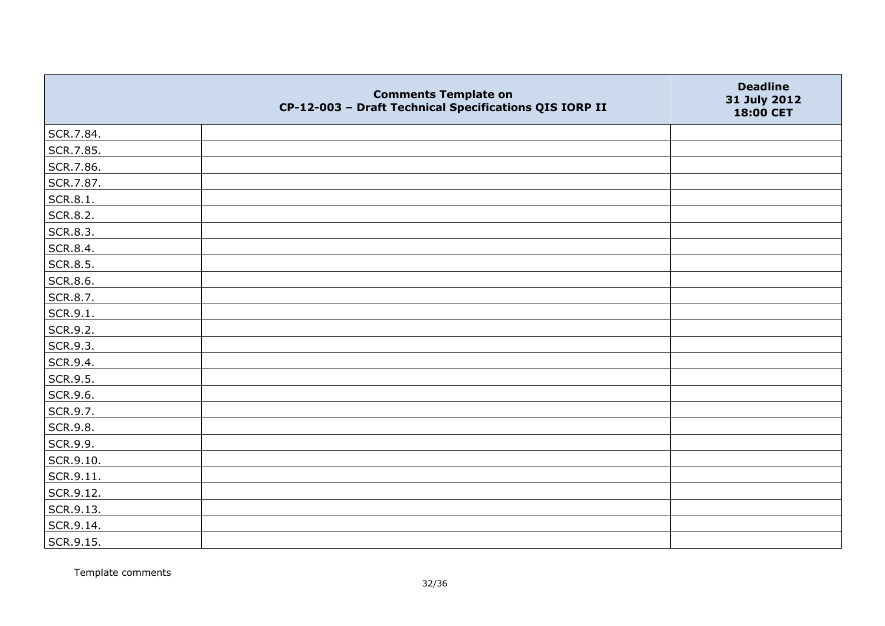| | Comments Template on CP-12-003 – Draft Technical Specifications QIS IORP II | Deadline 31 July 2012 18:00 CET |
|---|---|---|
| SCR.7.84. | | |
| SCR.7.85. | | |
| SCR.7.86. | | |
| SCR.7.87. | | |
| SCR.8.1. | | |
| SCR.8.2. | | |
| SCR.8.3. | | |
| SCR.8.4. | | |
| SCR.8.5. | | |
| SCR.8.6. | | |
| SCR.8.7. | | |
| SCR.9.1. | | |
| SCR.9.2. | | |
| SCR.9.3. | | |
| SCR.9.4. | | |
| SCR.9.5. | | |
| SCR.9.6. | | |
| SCR.9.7. | | |
| SCR.9.8. | | |
| SCR.9.9. | | |
| SCR.9.10. | | |
| SCR.9.11. | | |
| SCR.9.12. | | |
| SCR.9.13. | | |
| SCR.9.14. | | |
| SCR.9.15. | | |

Template comments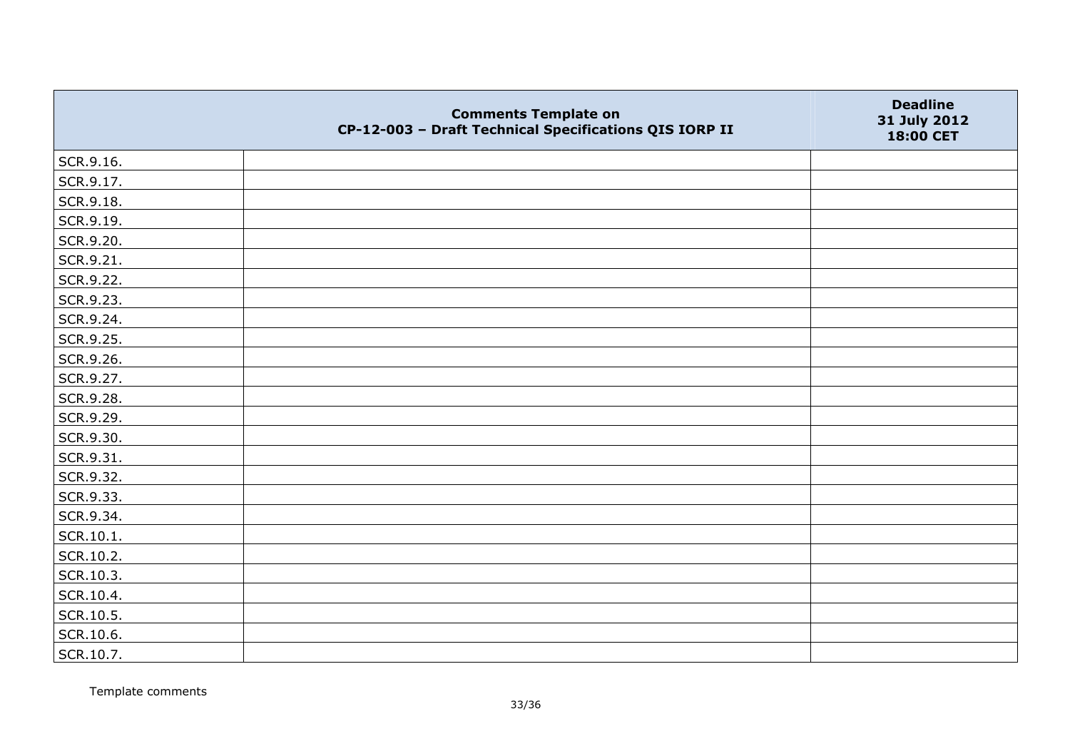| | Comments Template on CP-12-003 – Draft Technical Specifications QIS IORP II | Deadline 31 July 2012 18:00 CET |
|---|---|---|
| SCR.9.16. | | |
| SCR.9.17. | | |
| SCR.9.18. | | |
| SCR.9.19. | | |
| SCR.9.20. | | |
| SCR.9.21. | | |
| SCR.9.22. | | |
| SCR.9.23. | | |
| SCR.9.24. | | |
| SCR.9.25. | | |
| SCR.9.26. | | |
| SCR.9.27. | | |
| SCR.9.28. | | |
| SCR.9.29. | | |
| SCR.9.30. | | |
| SCR.9.31. | | |
| SCR.9.32. | | |
| SCR.9.33. | | |
| SCR.9.34. | | |
| SCR.10.1. | | |
| SCR.10.2. | | |
| SCR.10.3. | | |
| SCR.10.4. | | |
| SCR.10.5. | | |
| SCR.10.6. | | |
| SCR.10.7. | | |

Template comments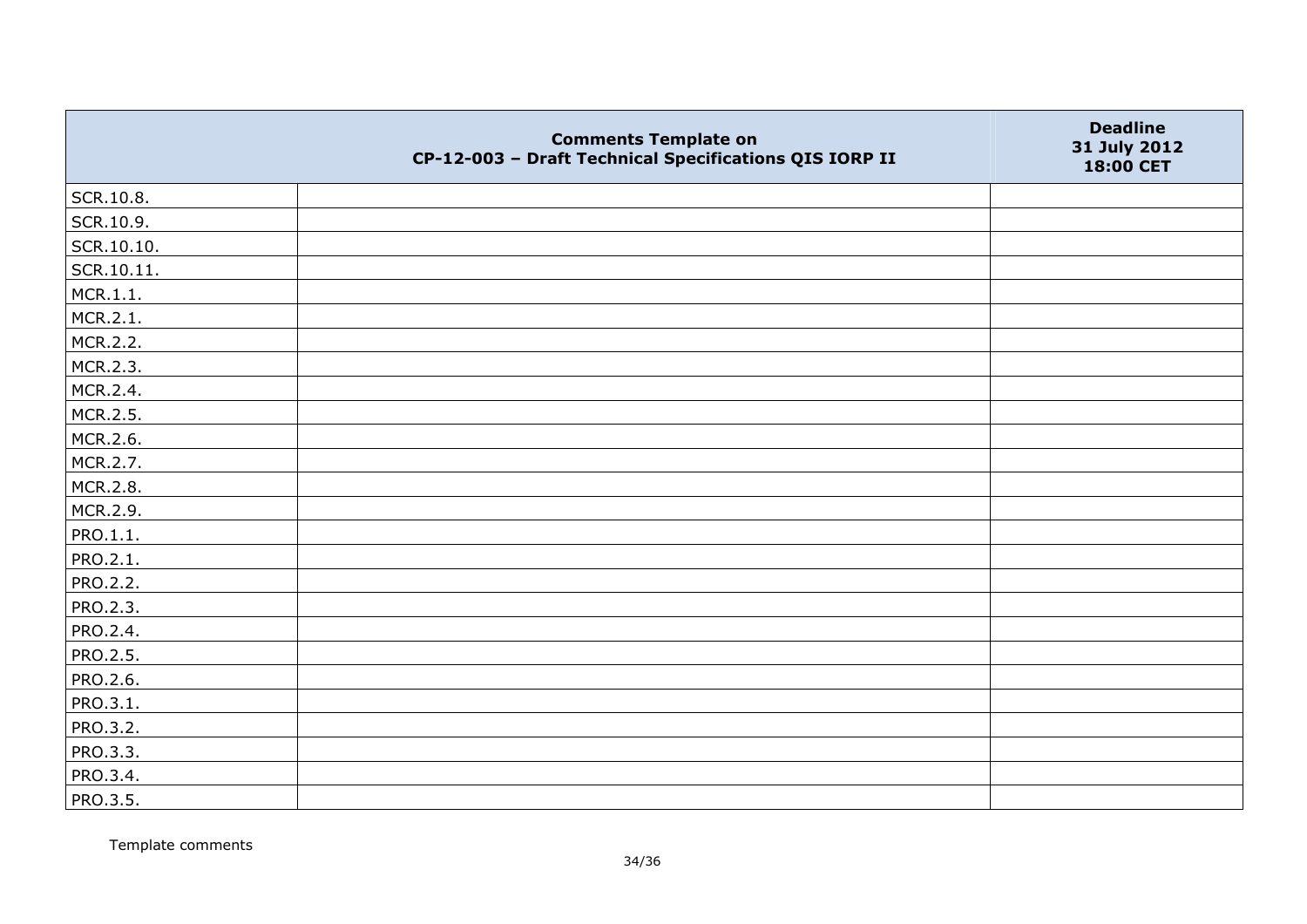| | Comments Template on CP-12-003 – Draft Technical Specifications QIS IORP II | Deadline 31 July 2012 18:00 CET |
|---|---|---|
| SCR.10.8. | | |
| SCR.10.9. | | |
| SCR.10.10. | | |
| SCR.10.11. | | |
| MCR.1.1. | | |
| MCR.2.1. | | |
| MCR.2.2. | | |
| MCR.2.3. | | |
| MCR.2.4. | | |
| MCR.2.5. | | |
| MCR.2.6. | | |
| MCR.2.7. | | |
| MCR.2.8. | | |
| MCR.2.9. | | |
| PRO.1.1. | | |
| PRO.2.1. | | |
| PRO.2.2. | | |
| PRO.2.3. | | |
| PRO.2.4. | | |
| PRO.2.5. | | |
| PRO.2.6. | | |
| PRO.3.1. | | |
| PRO.3.2. | | |
| PRO.3.3. | | |
| PRO.3.4. | | |
| PRO.3.5. | | |

Template comments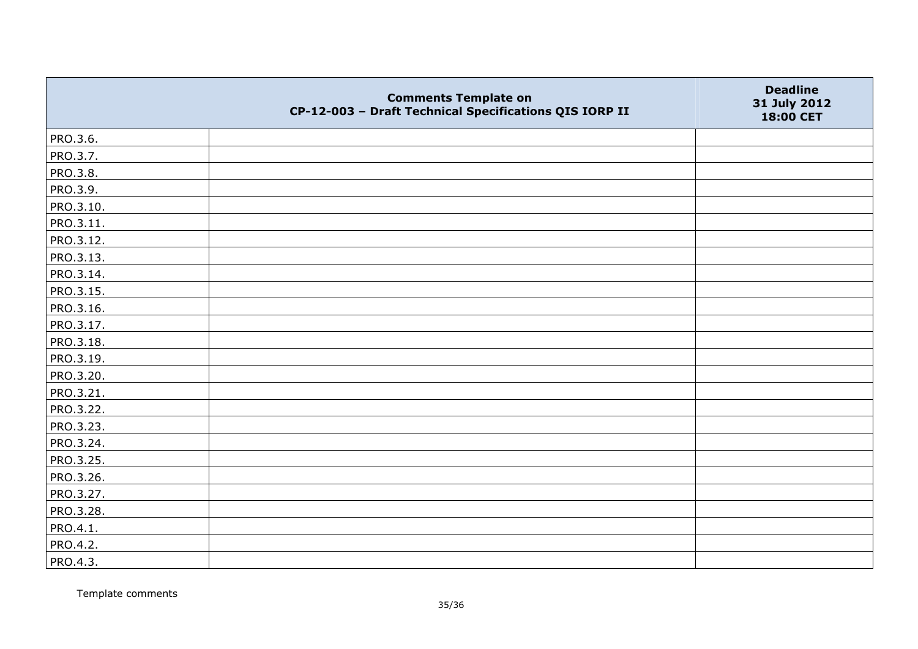|  | Comments Template on CP-12-003 – Draft Technical Specifications QIS IORP II | Deadline 31 July 2012 18:00 CET |
|---|---|---|
| PRO.3.6. |  |  |
| PRO.3.7. |  |  |
| PRO.3.8. |  |  |
| PRO.3.9. |  |  |
| PRO.3.10. |  |  |
| PRO.3.11. |  |  |
| PRO.3.12. |  |  |
| PRO.3.13. |  |  |
| PRO.3.14. |  |  |
| PRO.3.15. |  |  |
| PRO.3.16. |  |  |
| PRO.3.17. |  |  |
| PRO.3.18. |  |  |
| PRO.3.19. |  |  |
| PRO.3.20. |  |  |
| PRO.3.21. |  |  |
| PRO.3.22. |  |  |
| PRO.3.23. |  |  |
| PRO.3.24. |  |  |
| PRO.3.25. |  |  |
| PRO.3.26. |  |  |
| PRO.3.27. |  |  |
| PRO.3.28. |  |  |
| PRO.4.1. |  |  |
| PRO.4.2. |  |  |
| PRO.4.3. |  |  |

Template comments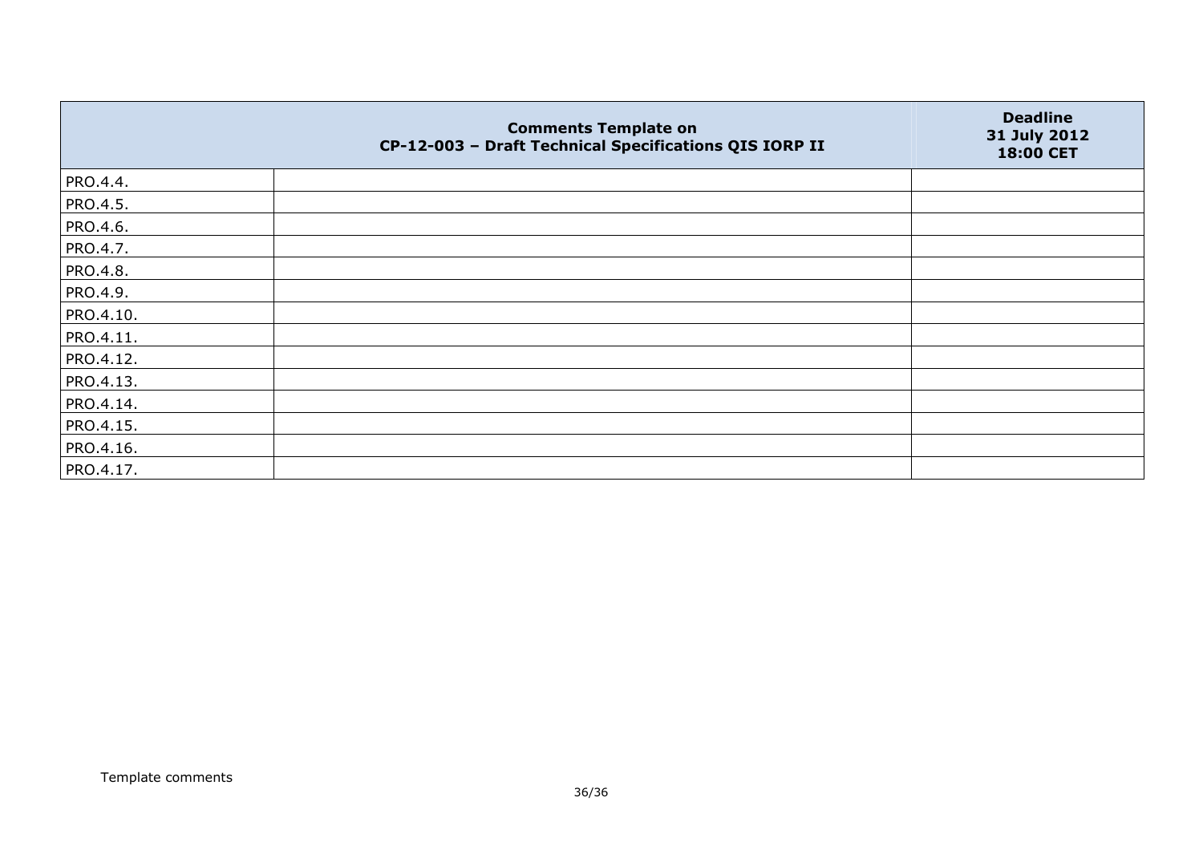| | Comments Template on CP-12-003 – Draft Technical Specifications QIS IORP II | Deadline 31 July 2012 18:00 CET |
|---|---|---|
| PRO.4.4. | | |
| PRO.4.5. | | |
| PRO.4.6. | | |
| PRO.4.7. | | |
| PRO.4.8. | | |
| PRO.4.9. | | |
| PRO.4.10. | | |
| PRO.4.11. | | |
| PRO.4.12. | | |
| PRO.4.13. | | |
| PRO.4.14. | | |
| PRO.4.15. | | |
| PRO.4.16. | | |
| PRO.4.17. | | |